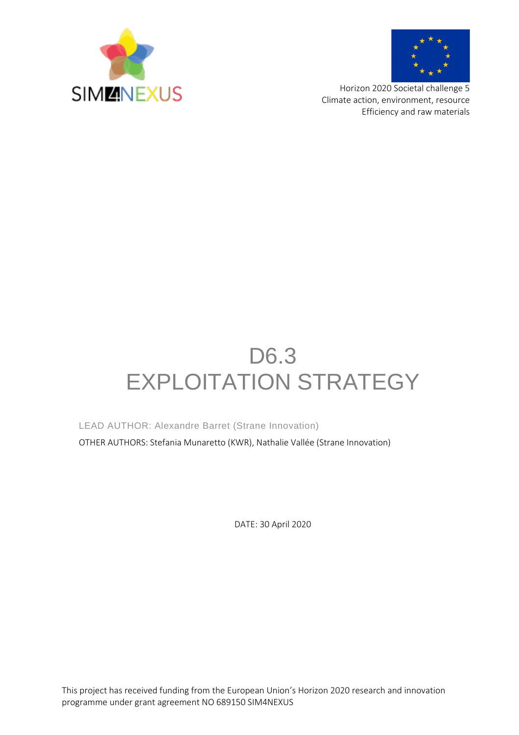SIM4NEXUS

Horizon 2020 Societal challenge 5
Climate action, environment, resource
Efficiency and raw materials

# D6.3
# EXPLOITATION STRATEGY

LEAD AUTHOR: Alexandre Barret (Strane Innovation)

OTHER AUTHORS: Stefania Munaretto (KWR), Nathalie Vallée (Strane Innovation)

DATE: 30 April 2020

This project has received funding from the European Union's Horizon 2020 research and innovation programme under grant agreement NO 689150 SIM4NEXUS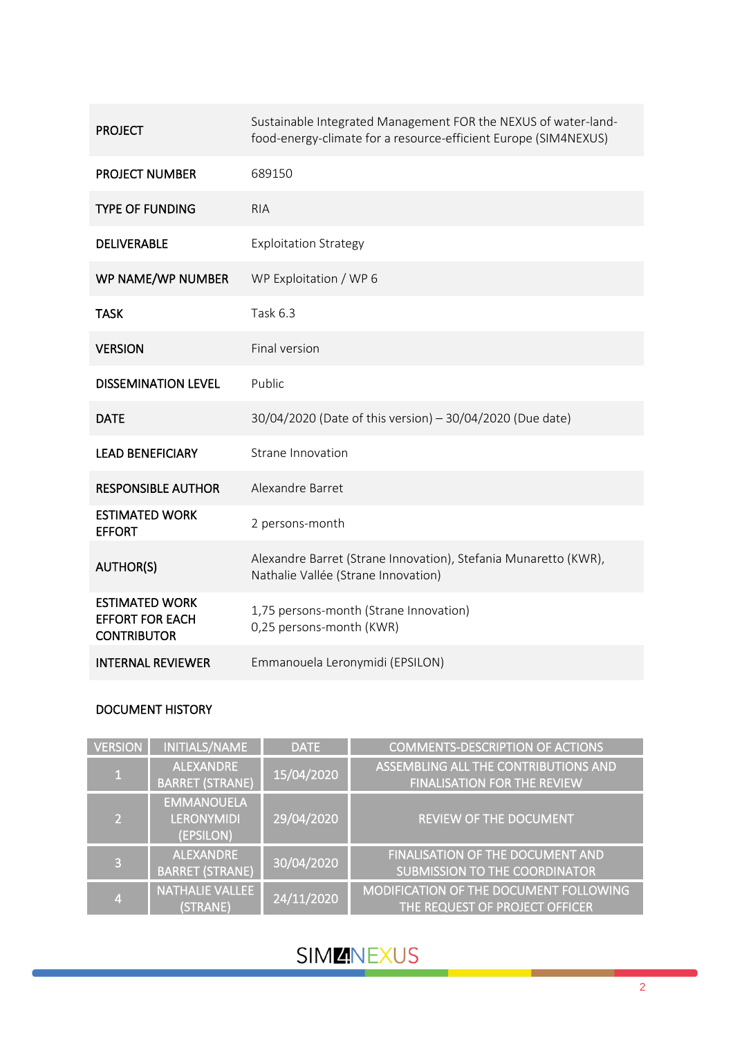| | |
|---|---|
| **PROJECT** | Sustainable Integrated Management FOR the NEXUS of water-land-food-energy-climate for a resource-efficient Europe (SIM4NEXUS) |
| **PROJECT NUMBER** | 689150 |
| **TYPE OF FUNDING** | RIA |
| **DELIVERABLE** | Exploitation Strategy |
| **WP NAME/WP NUMBER** | WP Exploitation / WP 6 |
| **TASK** | Task 6.3 |
| **VERSION** | Final version |
| **DISSEMINATION LEVEL** | Public |
| **DATE** | 30/04/2020 (Date of this version) – 30/04/2020 (Due date) |
| **LEAD BENEFICIARY** | Strane Innovation |
| **RESPONSIBLE AUTHOR** | Alexandre Barret |
| **ESTIMATED WORK EFFORT** | 2 persons-month |
| **AUTHOR(S)** | Alexandre Barret (Strane Innovation), Stefania Munaretto (KWR), Nathalie Vallée (Strane Innovation) |
| **ESTIMATED WORK EFFORT FOR EACH CONTRIBUTOR** | 1,75 persons-month (Strane Innovation)<br>0,25 persons-month (KWR) |
| **INTERNAL REVIEWER** | Emmanouela Leronymidi (EPSILON) |

DOCUMENT HISTORY

| VERSION | INITIALS/NAME | DATE | COMMENTS-DESCRIPTION OF ACTIONS |
|---|---|---|---|
| 1 | ALEXANDRE BARRET (STRANE) | 15/04/2020 | ASSEMBLING ALL THE CONTRIBUTIONS AND FINALISATION FOR THE REVIEW |
| 2 | EMMANOUELA LERONYMIDI (EPSILON) | 29/04/2020 | REVIEW OF THE DOCUMENT |
| 3 | ALEXANDRE BARRET (STRANE) | 30/04/2020 | FINALISATION OF THE DOCUMENT AND SUBMISSION TO THE COORDINATOR |
| 4 | NATHALIE VALLEE (STRANE) | 24/11/2020 | MODIFICATION OF THE DOCUMENT FOLLOWING THE REQUEST OF PROJECT OFFICER |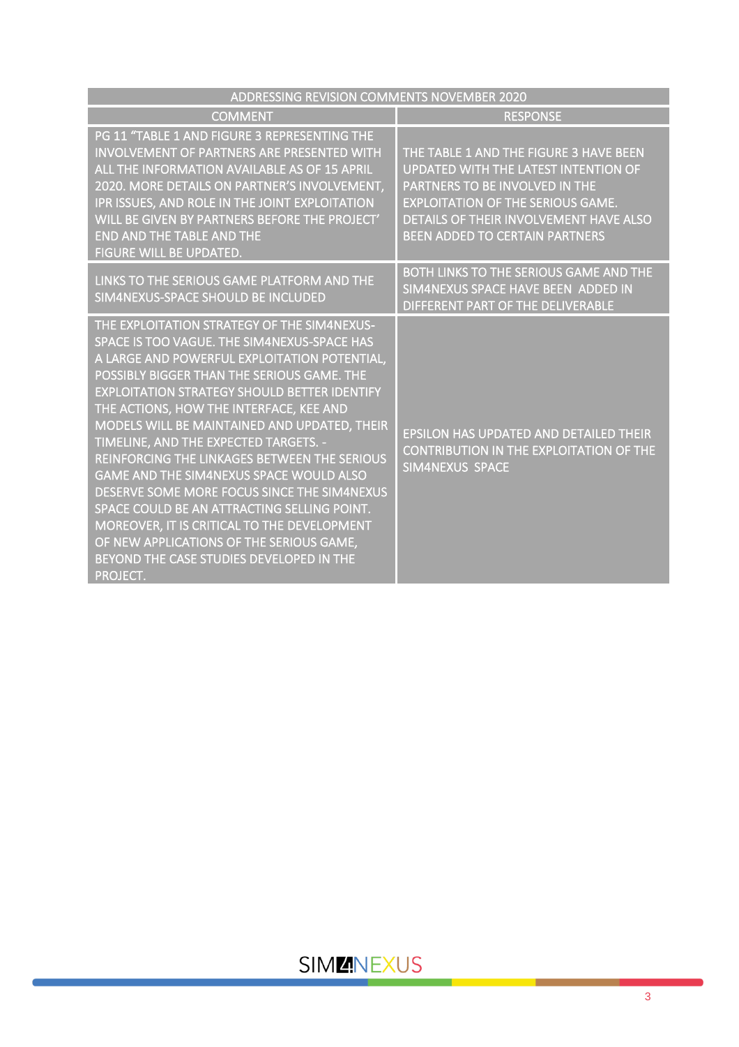| ADDRESSING REVISION COMMENTS NOVEMBER 2020 | |
|---|---|
| COMMENT | RESPONSE |
| PG 11 "TABLE 1 AND FIGURE 3 REPRESENTING THE INVOLVEMENT OF PARTNERS ARE PRESENTED WITH ALL THE INFORMATION AVAILABLE AS OF 15 APRIL 2020. MORE DETAILS ON PARTNER'S INVOLVEMENT, IPR ISSUES, AND ROLE IN THE JOINT EXPLOITATION WILL BE GIVEN BY PARTNERS BEFORE THE PROJECT' END AND THE TABLE AND THE FIGURE WILL BE UPDATED. | THE TABLE 1 AND THE FIGURE 3 HAVE BEEN UPDATED WITH THE LATEST INTENTION OF PARTNERS TO BE INVOLVED IN THE EXPLOITATION OF THE SERIOUS GAME. DETAILS OF THEIR INVOLVEMENT HAVE ALSO BEEN ADDED TO CERTAIN PARTNERS |
| LINKS TO THE SERIOUS GAME PLATFORM AND THE SIM4NEXUS-SPACE SHOULD BE INCLUDED | BOTH LINKS TO THE SERIOUS GAME AND THE SIM4NEXUS SPACE HAVE BEEN ADDED IN DIFFERENT PART OF THE DELIVERABLE |
| THE EXPLOITATION STRATEGY OF THE SIM4NEXUS-SPACE IS TOO VAGUE. THE SIM4NEXUS-SPACE HAS A LARGE AND POWERFUL EXPLOITATION POTENTIAL, POSSIBLY BIGGER THAN THE SERIOUS GAME. THE EXPLOITATION STRATEGY SHOULD BETTER IDENTIFY THE ACTIONS, HOW THE INTERFACE, KEE AND MODELS WILL BE MAINTAINED AND UPDATED, THEIR TIMELINE, AND THE EXPECTED TARGETS. - REINFORCING THE LINKAGES BETWEEN THE SERIOUS GAME AND THE SIM4NEXUS SPACE WOULD ALSO DESERVE SOME MORE FOCUS SINCE THE SIM4NEXUS SPACE COULD BE AN ATTRACTING SELLING POINT. MOREOVER, IT IS CRITICAL TO THE DEVELOPMENT OF NEW APPLICATIONS OF THE SERIOUS GAME, BEYOND THE CASE STUDIES DEVELOPED IN THE PROJECT. | EPSILON HAS UPDATED AND DETAILED THEIR CONTRIBUTION IN THE EXPLOITATION OF THE SIM4NEXUS SPACE |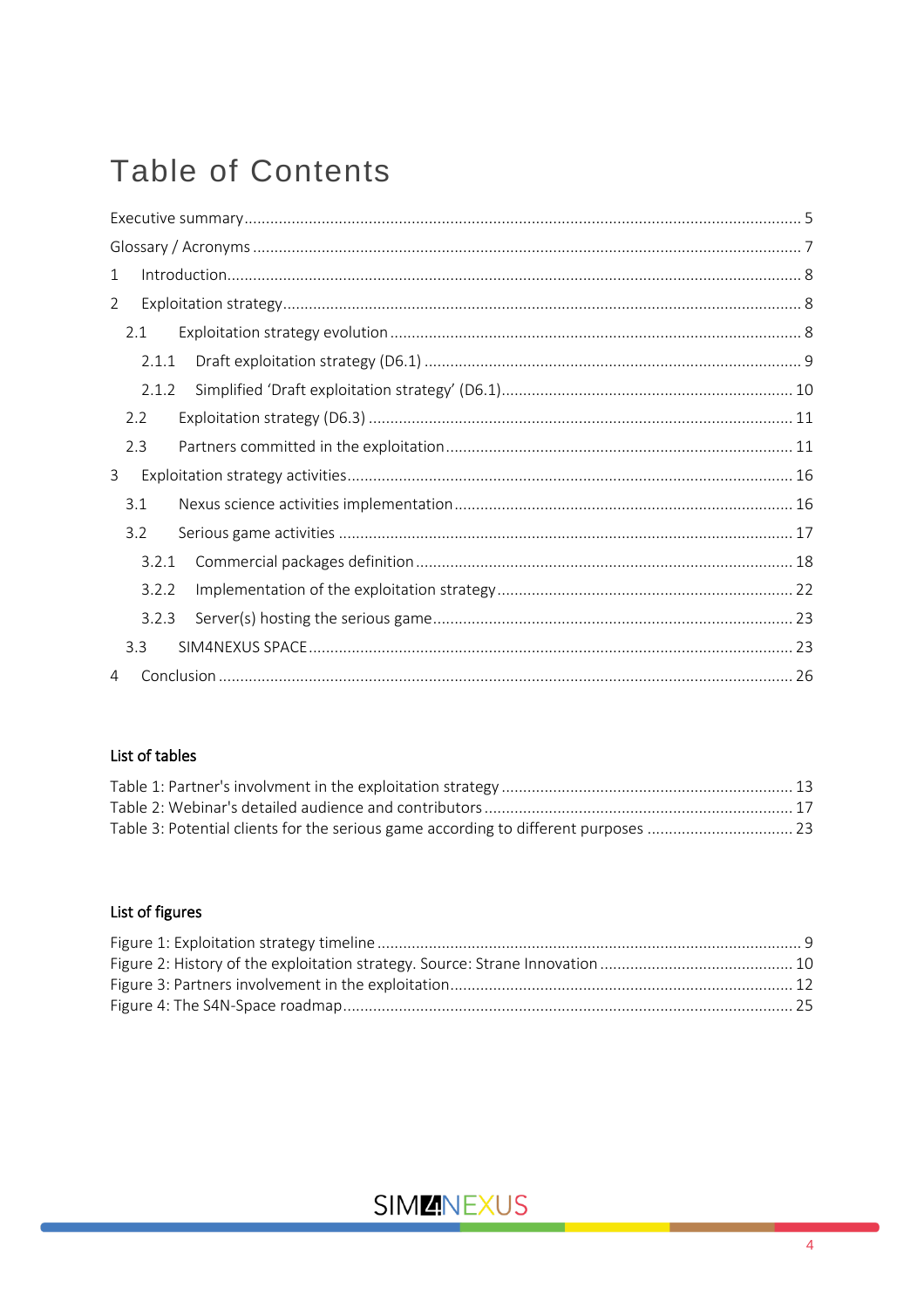# Table of Contents

Executive summary ..... 5

Glossary / Acronyms ..... 7

1 Introduction ..... 8

2 Exploitation strategy ..... 8

- 2.1 Exploitation strategy evolution ..... 8
  - 2.1.1 Draft exploitation strategy (D6.1) ..... 9
  - 2.1.2 Simplified 'Draft exploitation strategy' (D6.1) ..... 10
- 2.2 Exploitation strategy (D6.3) ..... 11
- 2.3 Partners committed in the exploitation ..... 11

3 Exploitation strategy activities ..... 16

- 3.1 Nexus science activities implementation ..... 16
- 3.2 Serious game activities ..... 17
  - 3.2.1 Commercial packages definition ..... 18
  - 3.2.2 Implementation of the exploitation strategy ..... 22
  - 3.2.3 Server(s) hosting the serious game ..... 23
- 3.3 SIM4NEXUS SPACE ..... 23

4 Conclusion ..... 26

## List of tables

Table 1: Partner's involvment in the exploitation strategy ..... 13
Table 2: Webinar's detailed audience and contributors ..... 17
Table 3: Potential clients for the serious game according to different purposes ..... 23

## List of figures

Figure 1: Exploitation strategy timeline ..... 9
Figure 2: History of the exploitation strategy. Source: Strane Innovation ..... 10
Figure 3: Partners involvement in the exploitation ..... 12
Figure 4: The S4N-Space roadmap ..... 25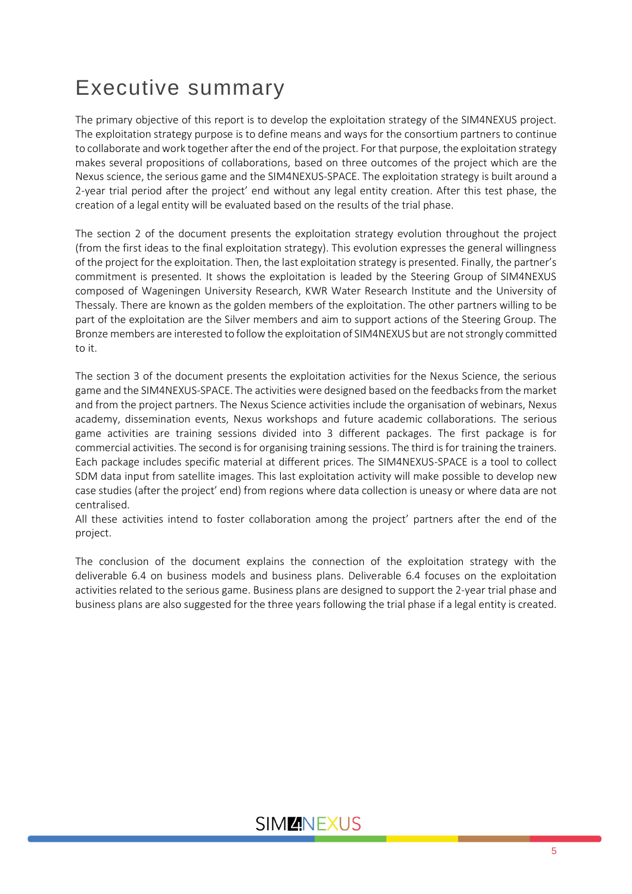# Executive summary

The primary objective of this report is to develop the exploitation strategy of the SIM4NEXUS project. The exploitation strategy purpose is to define means and ways for the consortium partners to continue to collaborate and work together after the end of the project. For that purpose, the exploitation strategy makes several propositions of collaborations, based on three outcomes of the project which are the Nexus science, the serious game and the SIM4NEXUS-SPACE. The exploitation strategy is built around a 2-year trial period after the project' end without any legal entity creation. After this test phase, the creation of a legal entity will be evaluated based on the results of the trial phase.

The section 2 of the document presents the exploitation strategy evolution throughout the project (from the first ideas to the final exploitation strategy). This evolution expresses the general willingness of the project for the exploitation. Then, the last exploitation strategy is presented. Finally, the partner's commitment is presented. It shows the exploitation is leaded by the Steering Group of SIM4NEXUS composed of Wageningen University Research, KWR Water Research Institute and the University of Thessaly. There are known as the golden members of the exploitation. The other partners willing to be part of the exploitation are the Silver members and aim to support actions of the Steering Group. The Bronze members are interested to follow the exploitation of SIM4NEXUS but are not strongly committed to it.

The section 3 of the document presents the exploitation activities for the Nexus Science, the serious game and the SIM4NEXUS-SPACE. The activities were designed based on the feedbacks from the market and from the project partners. The Nexus Science activities include the organisation of webinars, Nexus academy, dissemination events, Nexus workshops and future academic collaborations. The serious game activities are training sessions divided into 3 different packages. The first package is for commercial activities. The second is for organising training sessions. The third is for training the trainers. Each package includes specific material at different prices. The SIM4NEXUS-SPACE is a tool to collect SDM data input from satellite images. This last exploitation activity will make possible to develop new case studies (after the project' end) from regions where data collection is uneasy or where data are not centralised.
All these activities intend to foster collaboration among the project' partners after the end of the project.

The conclusion of the document explains the connection of the exploitation strategy with the deliverable 6.4 on business models and business plans. Deliverable 6.4 focuses on the exploitation activities related to the serious game. Business plans are designed to support the 2-year trial phase and business plans are also suggested for the three years following the trial phase if a legal entity is created.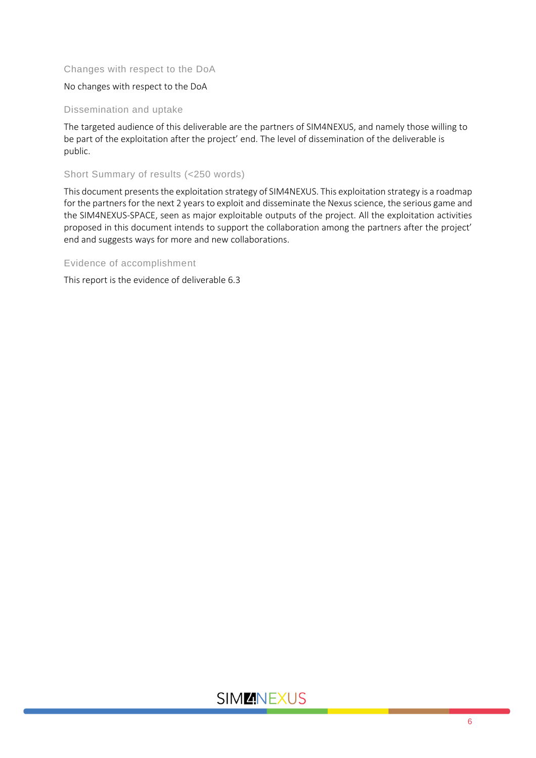### Changes with respect to the DoA

No changes with respect to the DoA

### Dissemination and uptake

The targeted audience of this deliverable are the partners of SIM4NEXUS, and namely those willing to be part of the exploitation after the project' end. The level of dissemination of the deliverable is public.

### Short Summary of results (<250 words)

This document presents the exploitation strategy of SIM4NEXUS. This exploitation strategy is a roadmap for the partners for the next 2 years to exploit and disseminate the Nexus science, the serious game and the SIM4NEXUS-SPACE, seen as major exploitable outputs of the project. All the exploitation activities proposed in this document intends to support the collaboration among the partners after the project' end and suggests ways for more and new collaborations.

### Evidence of accomplishment

This report is the evidence of deliverable 6.3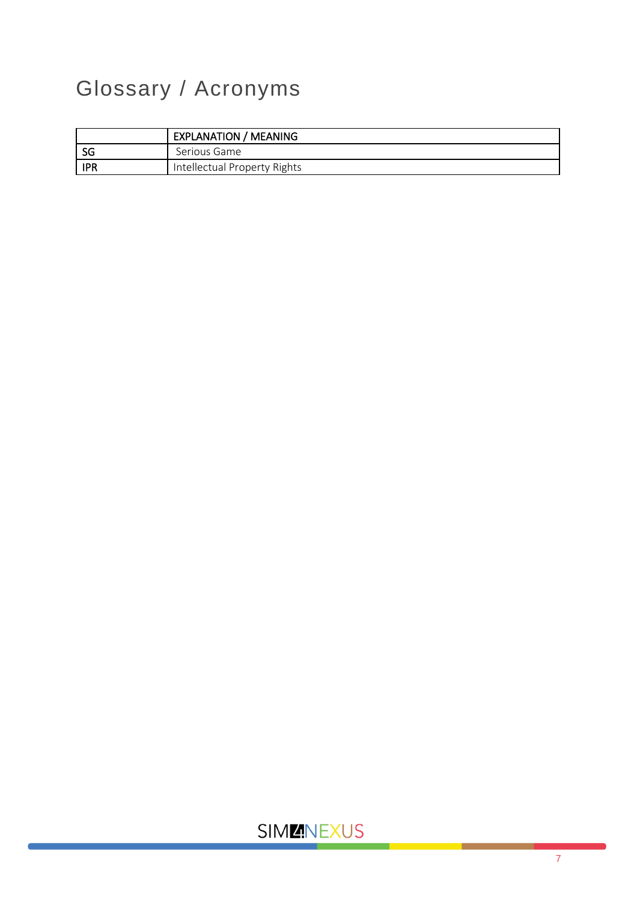# Glossary / Acronyms

| | EXPLANATION / MEANING |
|---|---|
| SG | Serious Game |
| IPR | Intellectual Property Rights |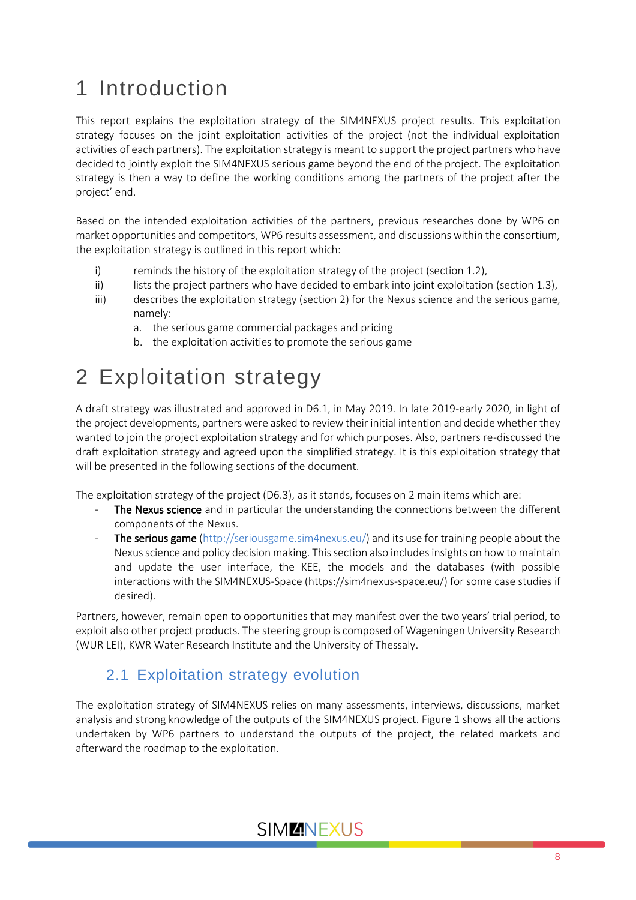# 1 Introduction

This report explains the exploitation strategy of the SIM4NEXUS project results. This exploitation strategy focuses on the joint exploitation activities of the project (not the individual exploitation activities of each partners). The exploitation strategy is meant to support the project partners who have decided to jointly exploit the SIM4NEXUS serious game beyond the end of the project. The exploitation strategy is then a way to define the working conditions among the partners of the project after the project' end.

Based on the intended exploitation activities of the partners, previous researches done by WP6 on market opportunities and competitors, WP6 results assessment, and discussions within the consortium, the exploitation strategy is outlined in this report which:

i) reminds the history of the exploitation strategy of the project (section 1.2),
ii) lists the project partners who have decided to embark into joint exploitation (section 1.3),
iii) describes the exploitation strategy (section 2) for the Nexus science and the serious game, namely:
   a. the serious game commercial packages and pricing
   b. the exploitation activities to promote the serious game

# 2 Exploitation strategy

A draft strategy was illustrated and approved in D6.1, in May 2019. In late 2019-early 2020, in light of the project developments, partners were asked to review their initial intention and decide whether they wanted to join the project exploitation strategy and for which purposes. Also, partners re-discussed the draft exploitation strategy and agreed upon the simplified strategy. It is this exploitation strategy that will be presented in the following sections of the document.

The exploitation strategy of the project (D6.3), as it stands, focuses on 2 main items which are:

- **The Nexus science** and in particular the understanding the connections between the different components of the Nexus.
- **The serious game** (http://seriousgame.sim4nexus.eu/) and its use for training people about the Nexus science and policy decision making. This section also includes insights on how to maintain and update the user interface, the KEE, the models and the databases (with possible interactions with the SIM4NEXUS-Space (https://sim4nexus-space.eu/) for some case studies if desired).

Partners, however, remain open to opportunities that may manifest over the two years' trial period, to exploit also other project products. The steering group is composed of Wageningen University Research (WUR LEI), KWR Water Research Institute and the University of Thessaly.

## 2.1 Exploitation strategy evolution

The exploitation strategy of SIM4NEXUS relies on many assessments, interviews, discussions, market analysis and strong knowledge of the outputs of the SIM4NEXUS project. Figure 1 shows all the actions undertaken by WP6 partners to understand the outputs of the project, the related markets and afterward the roadmap to the exploitation.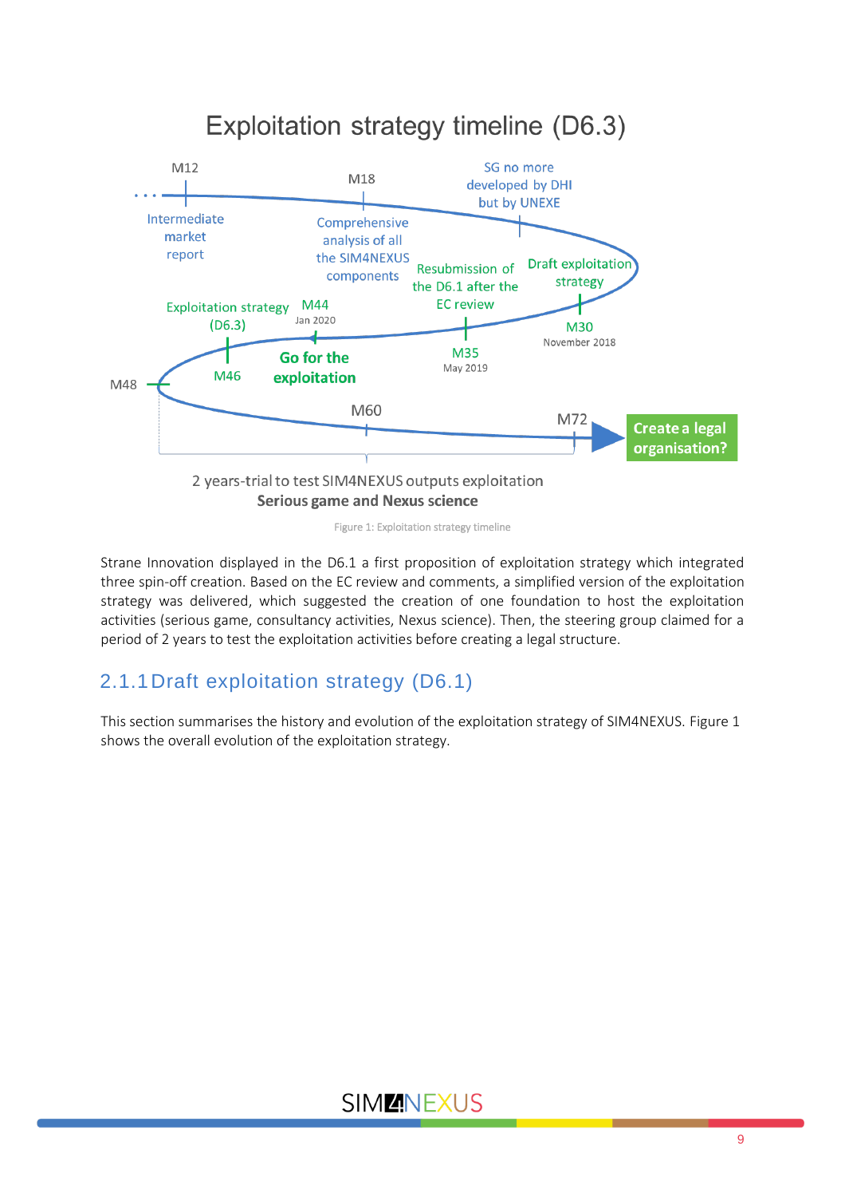Exploitation strategy timeline (D6.3)

M12 — Intermediate market report

M18 — Comprehensive analysis of all the SIM4NEXUS components

SG no more developed by DHI but by UNEXE

M30 November 2018 — Draft exploitation strategy

M35 May 2019 — Resubmission of the D6.1 after the EC review

M44 Jan 2020 — Go for the exploitation

M46 — Exploitation strategy (D6.3)

M48

M60

M72 — Create a legal organisation?

2 years-trial to test SIM4NEXUS outputs exploitation
**Serious game and Nexus science**

Figure 1: Exploitation strategy timeline

Strane Innovation displayed in the D6.1 a first proposition of exploitation strategy which integrated three spin-off creation. Based on the EC review and comments, a simplified version of the exploitation strategy was delivered, which suggested the creation of one foundation to host the exploitation activities (serious game, consultancy activities, Nexus science). Then, the steering group claimed for a period of 2 years to test the exploitation activities before creating a legal structure.

### 2.1.1 Draft exploitation strategy (D6.1)

This section summarises the history and evolution of the exploitation strategy of SIM4NEXUS. Figure 1 shows the overall evolution of the exploitation strategy.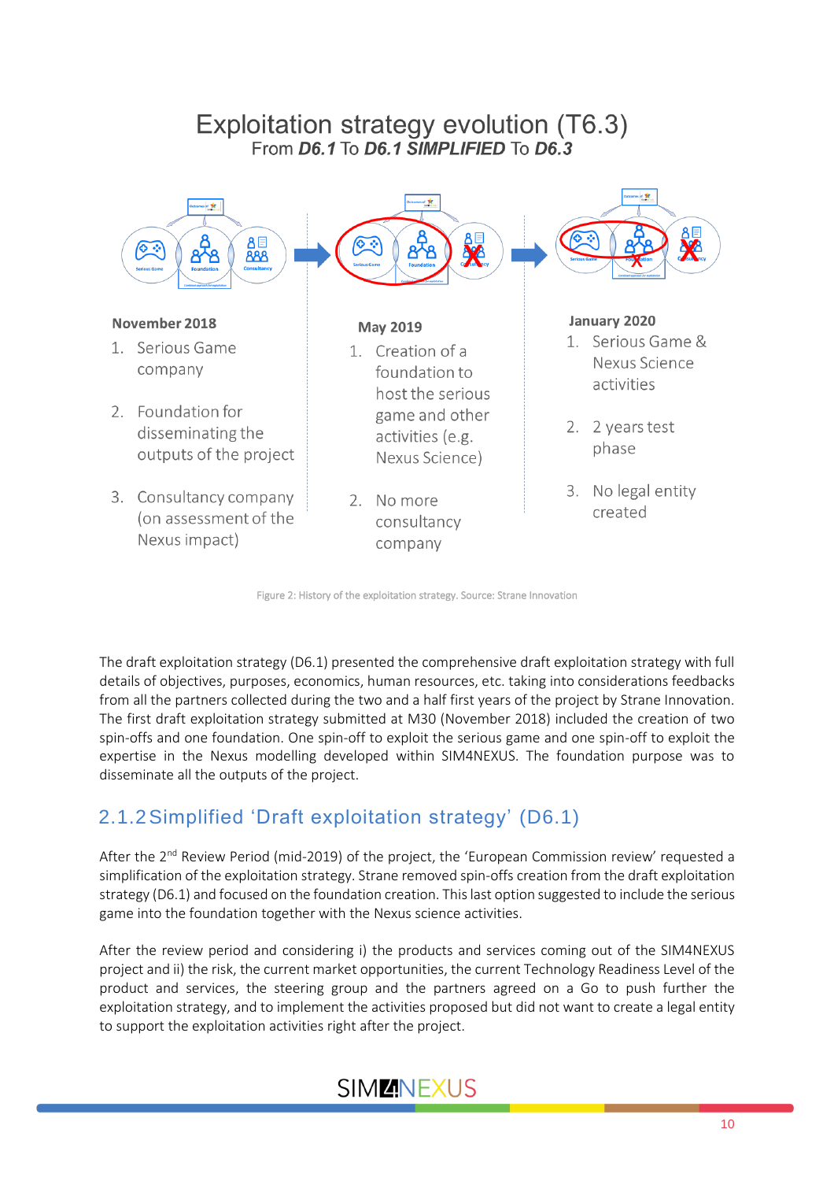## Exploitation strategy evolution (T6.3)

From ***D6.1*** To ***D6.1 SIMPLIFIED*** To ***D6.3***

**November 2018**

1. Serious Game company
2. Foundation for disseminating the outputs of the project
3. Consultancy company (on assessment of the Nexus impact)

**May 2019**

1. Creation of a foundation to host the serious game and other activities (e.g. Nexus Science)
2. No more consultancy company

**January 2020**

1. Serious Game & Nexus Science activities
2. 2 years test phase
3. No legal entity created

Figure 2: History of the exploitation strategy. Source: Strane Innovation

The draft exploitation strategy (D6.1) presented the comprehensive draft exploitation strategy with full details of objectives, purposes, economics, human resources, etc. taking into considerations feedbacks from all the partners collected during the two and a half first years of the project by Strane Innovation. The first draft exploitation strategy submitted at M30 (November 2018) included the creation of two spin-offs and one foundation. One spin-off to exploit the serious game and one spin-off to exploit the expertise in the Nexus modelling developed within SIM4NEXUS. The foundation purpose was to disseminate all the outputs of the project.

### 2.1.2 Simplified 'Draft exploitation strategy' (D6.1)

After the 2nd Review Period (mid-2019) of the project, the 'European Commission review' requested a simplification of the exploitation strategy. Strane removed spin-offs creation from the draft exploitation strategy (D6.1) and focused on the foundation creation. This last option suggested to include the serious game into the foundation together with the Nexus science activities.

After the review period and considering i) the products and services coming out of the SIM4NEXUS project and ii) the risk, the current market opportunities, the current Technology Readiness Level of the product and services, the steering group and the partners agreed on a Go to push further the exploitation strategy, and to implement the activities proposed but did not want to create a legal entity to support the exploitation activities right after the project.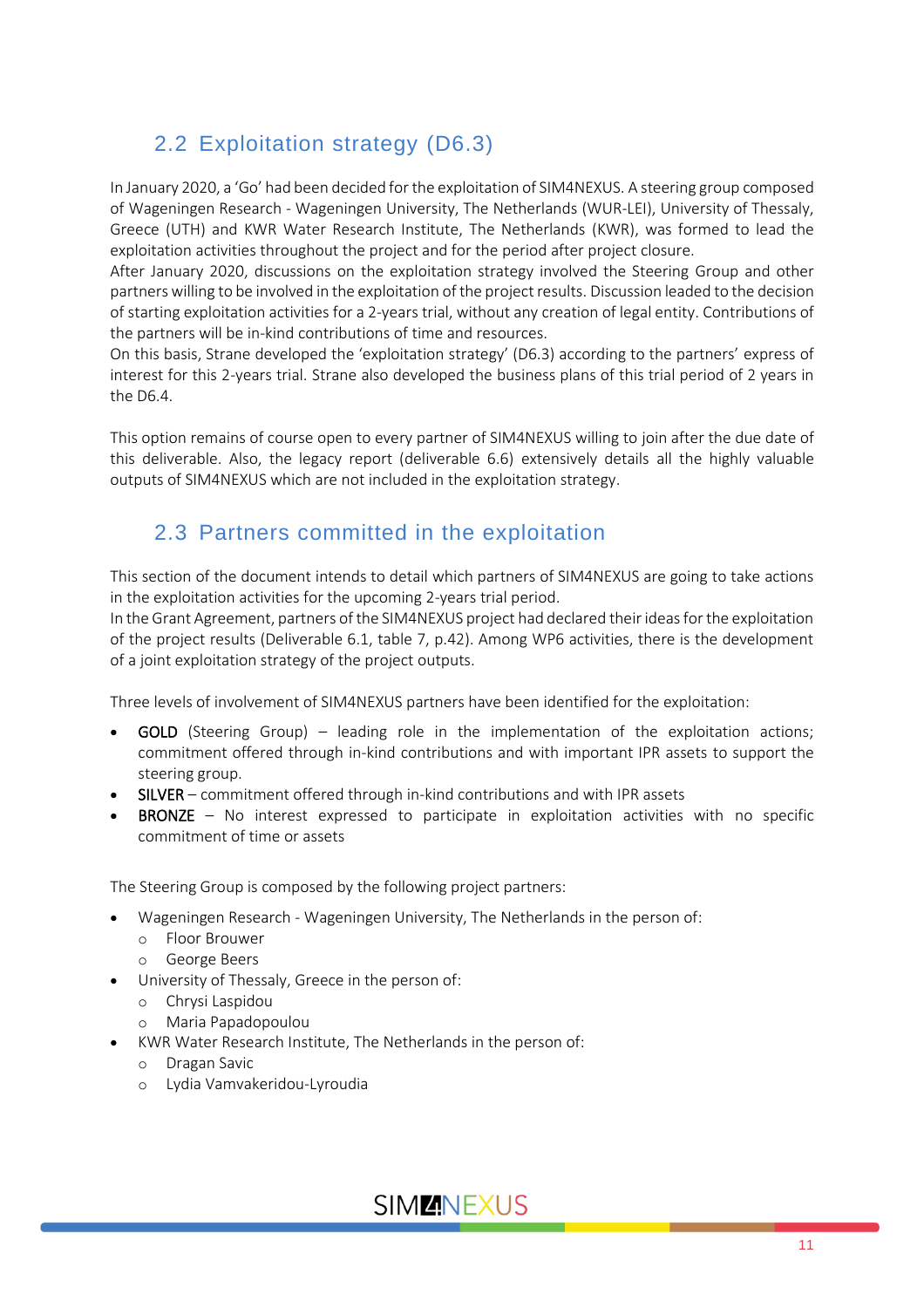## 2.2 Exploitation strategy (D6.3)

In January 2020, a 'Go' had been decided for the exploitation of SIM4NEXUS. A steering group composed of Wageningen Research - Wageningen University, The Netherlands (WUR-LEI), University of Thessaly, Greece (UTH) and KWR Water Research Institute, The Netherlands (KWR), was formed to lead the exploitation activities throughout the project and for the period after project closure.
After January 2020, discussions on the exploitation strategy involved the Steering Group and other partners willing to be involved in the exploitation of the project results. Discussion leaded to the decision of starting exploitation activities for a 2-years trial, without any creation of legal entity. Contributions of the partners will be in-kind contributions of time and resources.
On this basis, Strane developed the 'exploitation strategy' (D6.3) according to the partners' express of interest for this 2-years trial. Strane also developed the business plans of this trial period of 2 years in the D6.4.

This option remains of course open to every partner of SIM4NEXUS willing to join after the due date of this deliverable. Also, the legacy report (deliverable 6.6) extensively details all the highly valuable outputs of SIM4NEXUS which are not included in the exploitation strategy.

## 2.3 Partners committed in the exploitation

This section of the document intends to detail which partners of SIM4NEXUS are going to take actions in the exploitation activities for the upcoming 2-years trial period.
In the Grant Agreement, partners of the SIM4NEXUS project had declared their ideas for the exploitation of the project results (Deliverable 6.1, table 7, p.42). Among WP6 activities, there is the development of a joint exploitation strategy of the project outputs.

Three levels of involvement of SIM4NEXUS partners have been identified for the exploitation:

- GOLD (Steering Group) – leading role in the implementation of the exploitation actions; commitment offered through in-kind contributions and with important IPR assets to support the steering group.
- SILVER – commitment offered through in-kind contributions and with IPR assets
- BRONZE – No interest expressed to participate in exploitation activities with no specific commitment of time or assets

The Steering Group is composed by the following project partners:

- Wageningen Research - Wageningen University, The Netherlands in the person of:
  - Floor Brouwer
  - George Beers
- University of Thessaly, Greece in the person of:
  - Chrysi Laspidou
  - Maria Papadopoulou
- KWR Water Research Institute, The Netherlands in the person of:
  - Dragan Savic
  - Lydia Vamvakeridou-Lyroudia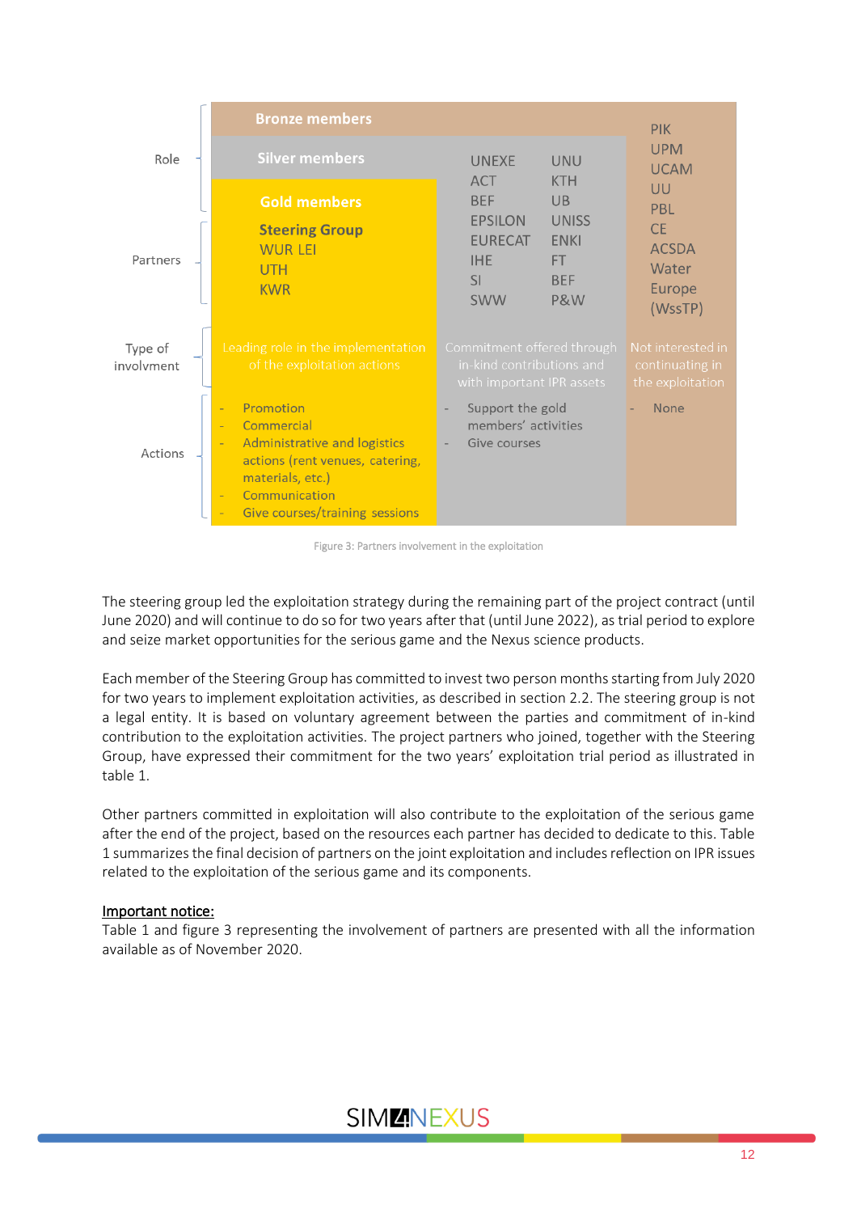| | Gold members | Silver members | Bronze members |
|---|---|---|---|
| Role | Gold members | Silver members | Bronze members |
| Partners | Steering Group<br>WUR LEI<br>UTH<br>KWR | UNEXE, ACT, BEF, EPSILON, EURECAT, IHE, SI, SWW, UNU, KTH, UB, UNISS, ENKI, FT, BEF, P&W | PIK, UPM, UCAM, UU, PBL, CE, ACSDA, Water Europe (WssTP) |
| Type of involvment | Leading role in the implementation of the exploitation actions | Commitment offered through in-kind contributions and with important IPR assets | Not interested in continuing in the exploitation |
| Actions | - Promotion<br>- Commercial<br>- Administrative and logistics actions (rent venues, catering, materials, etc.)<br>- Communication<br>- Give courses/training sessions | - Support the gold members' activities<br>- Give courses | - None |

Figure 3: Partners involvement in the exploitation

The steering group led the exploitation strategy during the remaining part of the project contract (until June 2020) and will continue to do so for two years after that (until June 2022), as trial period to explore and seize market opportunities for the serious game and the Nexus science products.

Each member of the Steering Group has committed to invest two person months starting from July 2020 for two years to implement exploitation activities, as described in section 2.2. The steering group is not a legal entity. It is based on voluntary agreement between the parties and commitment of in-kind contribution to the exploitation activities. The project partners who joined, together with the Steering Group, have expressed their commitment for the two years' exploitation trial period as illustrated in table 1.

Other partners committed in exploitation will also contribute to the exploitation of the serious game after the end of the project, based on the resources each partner has decided to dedicate to this. Table 1 summarizes the final decision of partners on the joint exploitation and includes reflection on IPR issues related to the exploitation of the serious game and its components.

<u>Important notice:</u>
Table 1 and figure 3 representing the involvement of partners are presented with all the information available as of November 2020.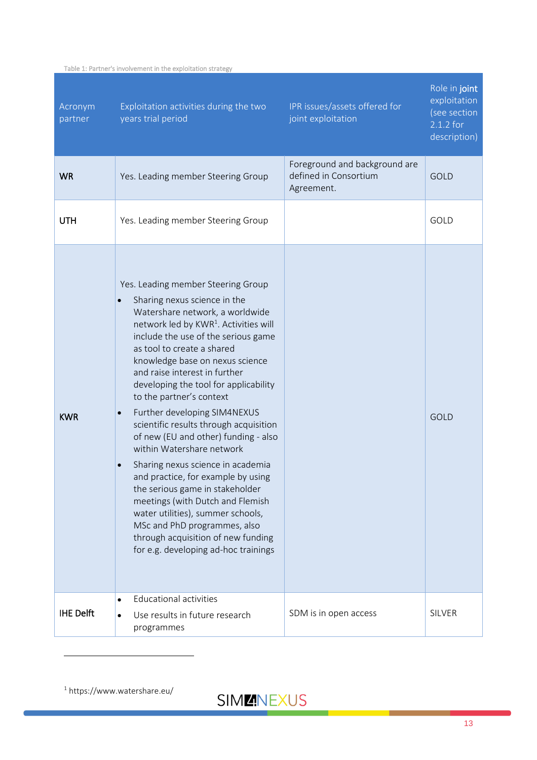Table 1: Partner's involvement in the exploitation strategy

| Acronym partner | Exploitation activities during the two years trial period | IPR issues/assets offered for joint exploitation | Role in joint exploitation (see section 2.1.2 for description) |
|---|---|---|---|
| **WR** | Yes. Leading member Steering Group | Foreground and background are defined in Consortium Agreement. | GOLD |
| **UTH** | Yes. Leading member Steering Group | | GOLD |
| **KWR** | Yes. Leading member Steering Group<br>• Sharing nexus science in the Watershare network, a worldwide network led by KWR[1]. Activities will include the use of the serious game as tool to create a shared knowledge base on nexus science and raise interest in further developing the tool for applicability to the partner's context<br>• Further developing SIM4NEXUS scientific results through acquisition of new (EU and other) funding - also within Watershare network<br>• Sharing nexus science in academia and practice, for example by using the serious game in stakeholder meetings (with Dutch and Flemish water utilities), summer schools, MSc and PhD programmes, also through acquisition of new funding for e.g. developing ad-hoc trainings | | GOLD |
| **IHE Delft** | • Educational activities<br>• Use results in future research programmes | SDM is in open access | SILVER |

[1] https://www.watershare.eu/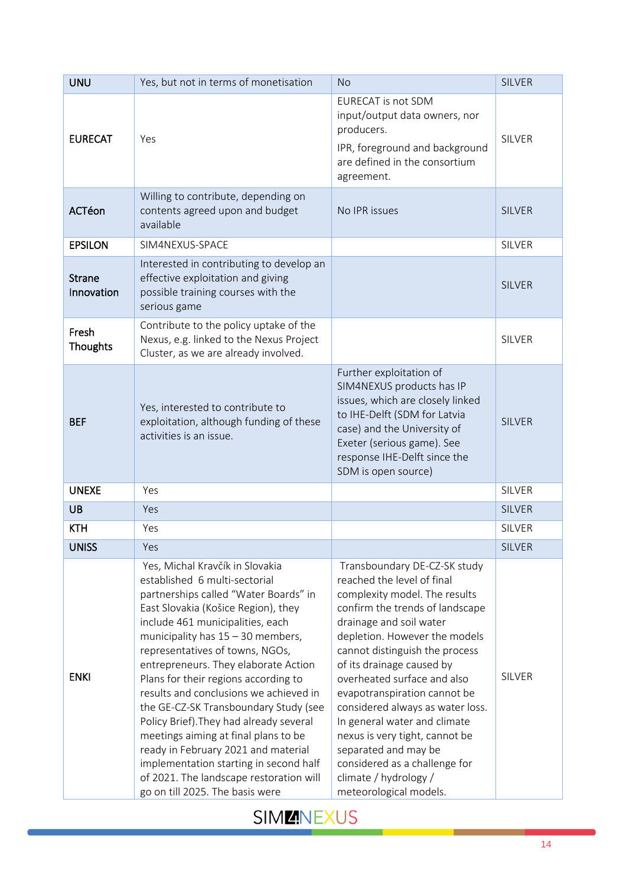| UNU | Yes, but not in terms of monetisation | No | SILVER |
|---|---|---|---|
| EURECAT | Yes | EURECAT is not SDM input/output data owners, nor producers.<br>IPR, foreground and background are defined in the consortium agreement. | SILVER |
| ACTéon | Willing to contribute, depending on contents agreed upon and budget available | No IPR issues | SILVER |
| EPSILON | SIM4NEXUS-SPACE | | SILVER |
| Strane Innovation | Interested in contributing to develop an effective exploitation and giving possible training courses with the serious game | | SILVER |
| Fresh Thoughts | Contribute to the policy uptake of the Nexus, e.g. linked to the Nexus Project Cluster, as we are already involved. | | SILVER |
| BEF | Yes, interested to contribute to exploitation, although funding of these activities is an issue. | Further exploitation of SIM4NEXUS products has IP issues, which are closely linked to IHE-Delft (SDM for Latvia case) and the University of Exeter (serious game). See response IHE-Delft since the SDM is open source) | SILVER |
| UNEXE | Yes | | SILVER |
| UB | Yes | | SILVER |
| KTH | Yes | | SILVER |
| UNISS | Yes | | SILVER |
| ENKI | Yes, Michal Kravčík in Slovakia established 6 multi-sectorial partnerships called "Water Boards" in East Slovakia (Košice Region), they include 461 municipalities, each municipality has 15 – 30 members, representatives of towns, NGOs, entrepreneurs. They elaborate Action Plans for their regions according to results and conclusions we achieved in the GE-CZ-SK Transboundary Study (see Policy Brief).They had already several meetings aiming at final plans to be ready in February 2021 and material implementation starting in second half of 2021. The landscape restoration will go on till 2025. The basis were | Transboundary DE-CZ-SK study reached the level of final complexity model. The results confirm the trends of landscape drainage and soil water depletion. However the models cannot distinguish the process of its drainage caused by overheated surface and also evapotranspiration cannot be considered always as water loss. In general water and climate nexus is very tight, cannot be separated and may be considered as a challenge for climate / hydrology / meteorological models. | SILVER |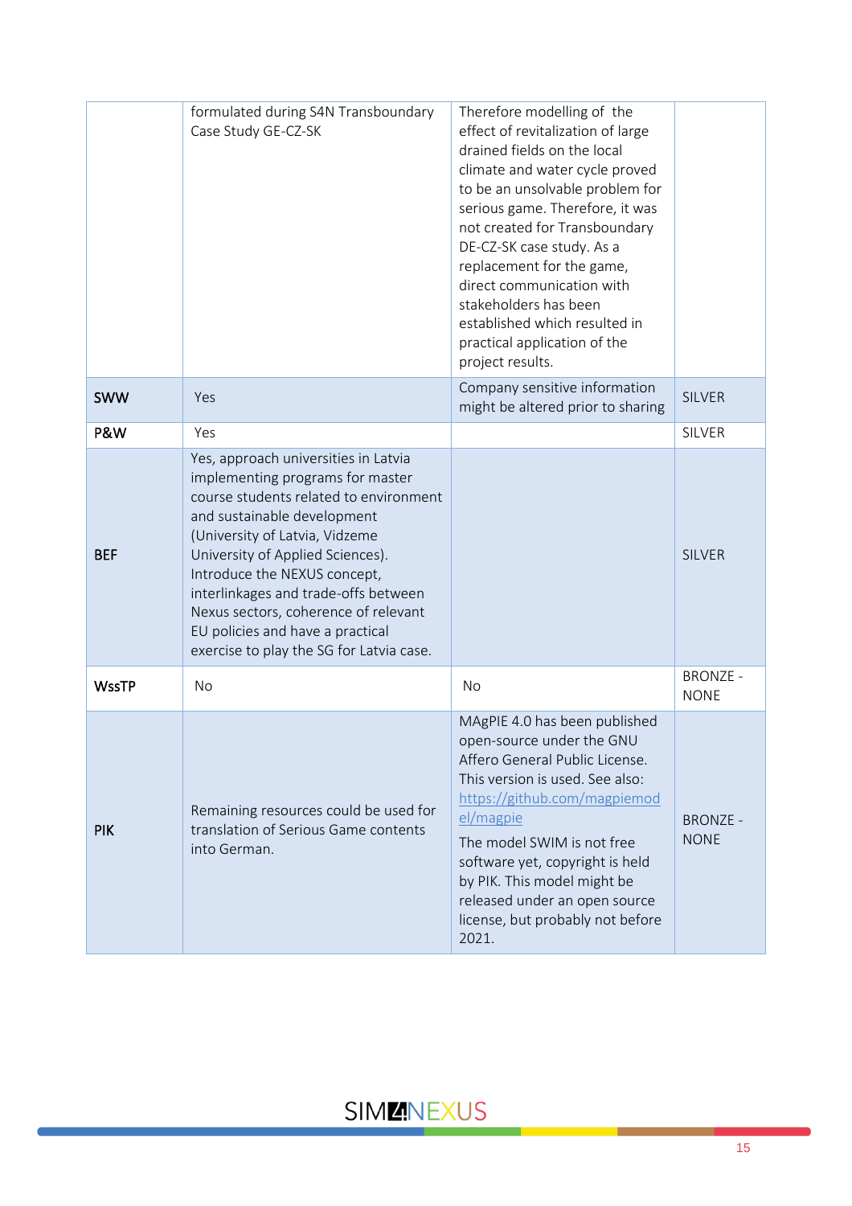| | | | |
|---|---|---|---|
| | formulated during S4N Transboundary Case Study GE-CZ-SK | Therefore modelling of the effect of revitalization of large drained fields on the local climate and water cycle proved to be an unsolvable problem for serious game. Therefore, it was not created for Transboundary DE-CZ-SK case study. As a replacement for the game, direct communication with stakeholders has been established which resulted in practical application of the project results. | |
| **SWW** | Yes | Company sensitive information might be altered prior to sharing | SILVER |
| **P&W** | Yes | | SILVER |
| **BEF** | Yes, approach universities in Latvia implementing programs for master course students related to environment and sustainable development (University of Latvia, Vidzeme University of Applied Sciences). Introduce the NEXUS concept, interlinkages and trade-offs between Nexus sectors, coherence of relevant EU policies and have a practical exercise to play the SG for Latvia case. | | SILVER |
| **WssTP** | No | No | BRONZE - NONE |
| **PIK** | Remaining resources could be used for translation of Serious Game contents into German. | MAgPIE 4.0 has been published open-source under the GNU Affero General Public License. This version is used. See also: https://github.com/magpiemodel/magpie<br>The model SWIM is not free software yet, copyright is held by PIK. This model might be released under an open source license, but probably not before 2021. | BRONZE - NONE |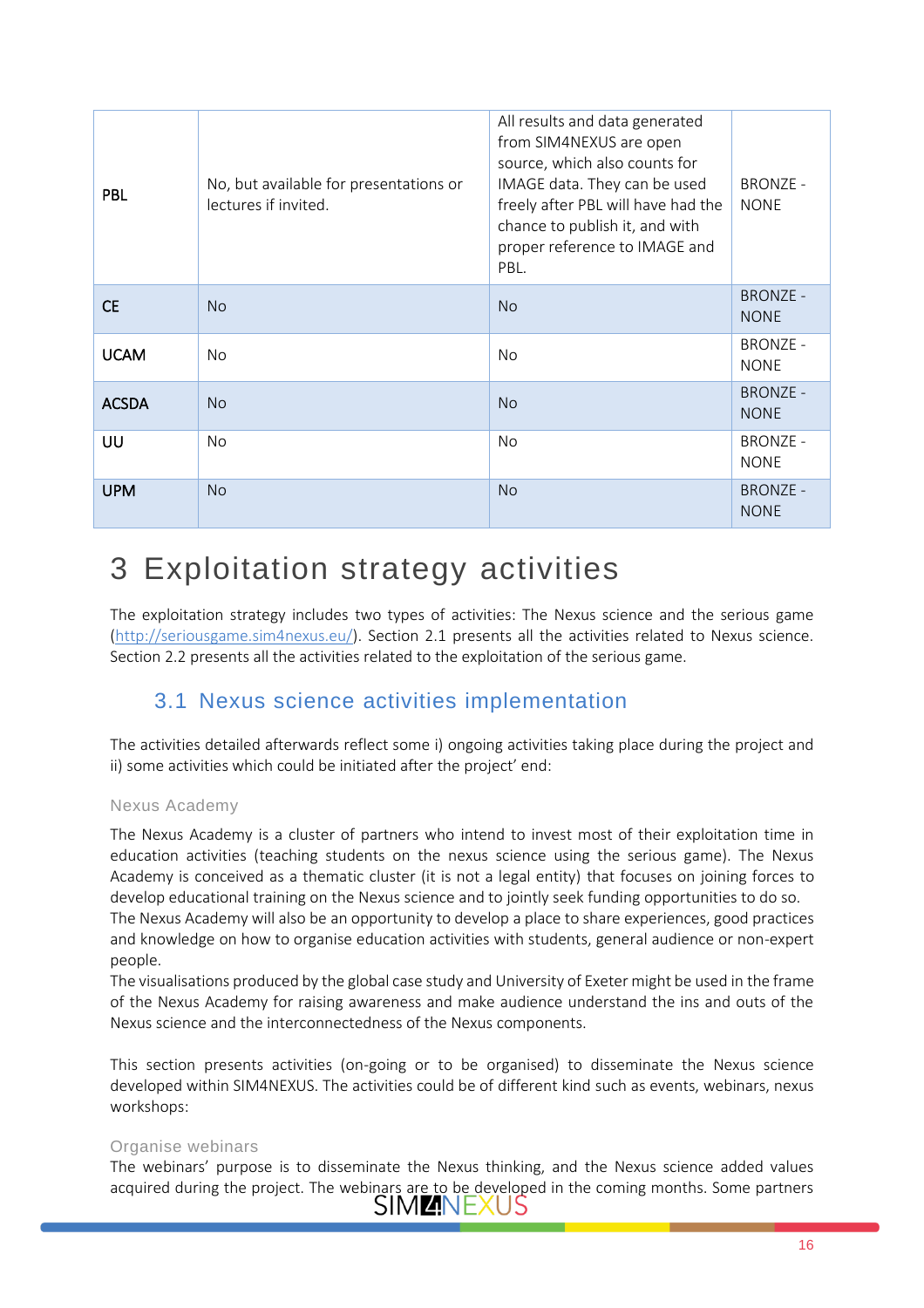| | | | |
|---|---|---|---|
| PBL | No, but available for presentations or lectures if invited. | All results and data generated from SIM4NEXUS are open source, which also counts for IMAGE data. They can be used freely after PBL will have had the chance to publish it, and with proper reference to IMAGE and PBL. | BRONZE - NONE |
| CE | No | No | BRONZE - NONE |
| UCAM | No | No | BRONZE - NONE |
| ACSDA | No | No | BRONZE - NONE |
| UU | No | No | BRONZE - NONE |
| UPM | No | No | BRONZE - NONE |

# 3 Exploitation strategy activities

The exploitation strategy includes two types of activities: The Nexus science and the serious game (http://seriousgame.sim4nexus.eu/). Section 2.1 presents all the activities related to Nexus science. Section 2.2 presents all the activities related to the exploitation of the serious game.

## 3.1 Nexus science activities implementation

The activities detailed afterwards reflect some i) ongoing activities taking place during the project and ii) some activities which could be initiated after the project' end:

### Nexus Academy

The Nexus Academy is a cluster of partners who intend to invest most of their exploitation time in education activities (teaching students on the nexus science using the serious game). The Nexus Academy is conceived as a thematic cluster (it is not a legal entity) that focuses on joining forces to develop educational training on the Nexus science and to jointly seek funding opportunities to do so.
The Nexus Academy will also be an opportunity to develop a place to share experiences, good practices and knowledge on how to organise education activities with students, general audience or non-expert people.
The visualisations produced by the global case study and University of Exeter might be used in the frame of the Nexus Academy for raising awareness and make audience understand the ins and outs of the Nexus science and the interconnectedness of the Nexus components.

This section presents activities (on-going or to be organised) to disseminate the Nexus science developed within SIM4NEXUS. The activities could be of different kind such as events, webinars, nexus workshops:

### Organise webinars

The webinars' purpose is to disseminate the Nexus thinking, and the Nexus science added values acquired during the project. The webinars are to be developed in the coming months. Some partners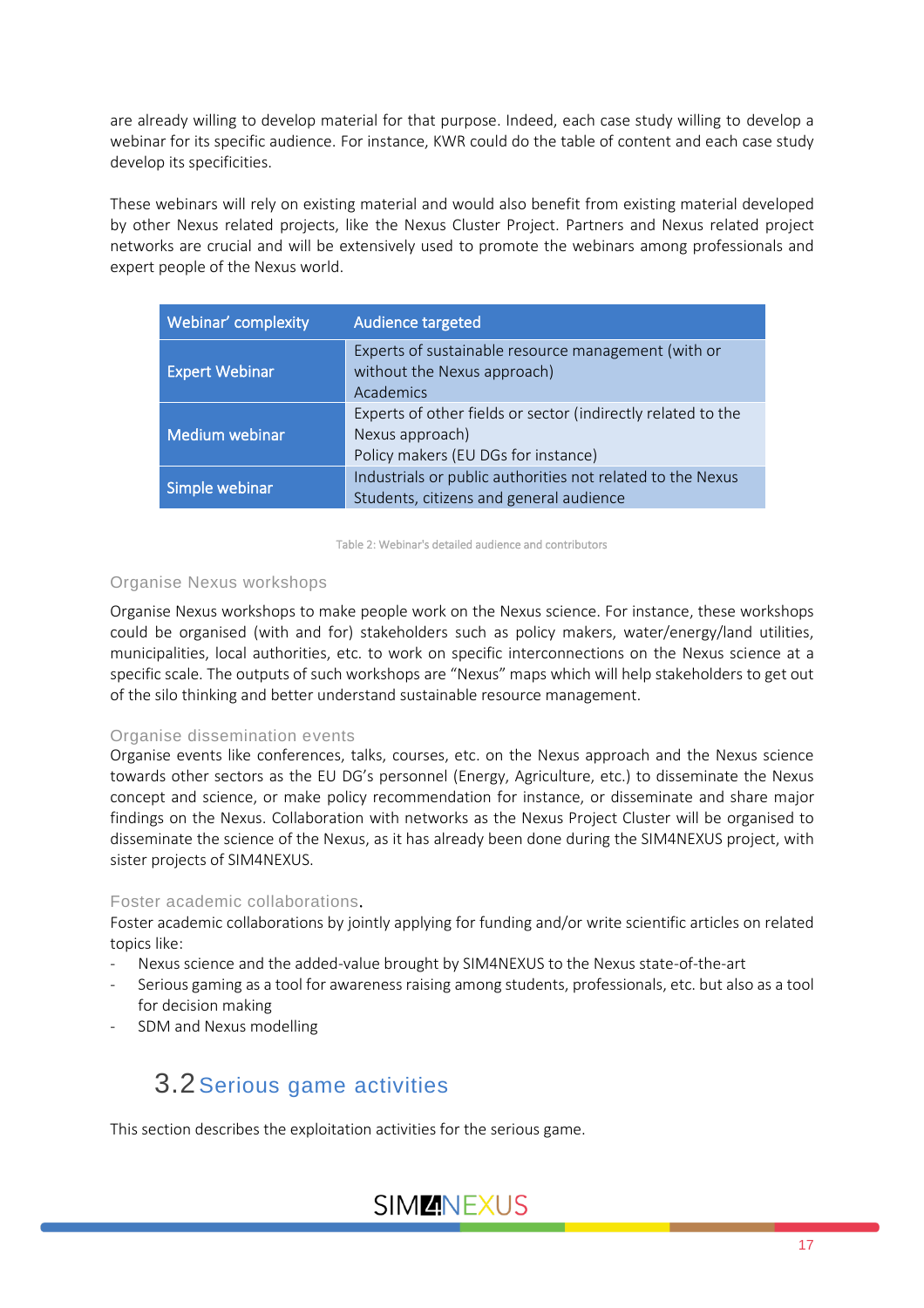are already willing to develop material for that purpose. Indeed, each case study willing to develop a webinar for its specific audience. For instance, KWR could do the table of content and each case study develop its specificities.

These webinars will rely on existing material and would also benefit from existing material developed by other Nexus related projects, like the Nexus Cluster Project. Partners and Nexus related project networks are crucial and will be extensively used to promote the webinars among professionals and expert people of the Nexus world.

| Webinar' complexity | Audience targeted |
|---|---|
| Expert Webinar | Experts of sustainable resource management (with or without the Nexus approach)<br>Academics |
| Medium webinar | Experts of other fields or sector (indirectly related to the Nexus approach)<br>Policy makers (EU DGs for instance) |
| Simple webinar | Industrials or public authorities not related to the Nexus<br>Students, citizens and general audience |

Table 2: Webinar's detailed audience and contributors

#### Organise Nexus workshops

Organise Nexus workshops to make people work on the Nexus science. For instance, these workshops could be organised (with and for) stakeholders such as policy makers, water/energy/land utilities, municipalities, local authorities, etc. to work on specific interconnections on the Nexus science at a specific scale. The outputs of such workshops are "Nexus" maps which will help stakeholders to get out of the silo thinking and better understand sustainable resource management.

#### Organise dissemination events

Organise events like conferences, talks, courses, etc. on the Nexus approach and the Nexus science towards other sectors as the EU DG's personnel (Energy, Agriculture, etc.) to disseminate the Nexus concept and science, or make policy recommendation for instance, or disseminate and share major findings on the Nexus. Collaboration with networks as the Nexus Project Cluster will be organised to disseminate the science of the Nexus, as it has already been done during the SIM4NEXUS project, with sister projects of SIM4NEXUS.

#### Foster academic collaborations.

Foster academic collaborations by jointly applying for funding and/or write scientific articles on related topics like:

- Nexus science and the added-value brought by SIM4NEXUS to the Nexus state-of-the-art
- Serious gaming as a tool for awareness raising among students, professionals, etc. but also as a tool for decision making
- SDM and Nexus modelling

## 3.2 Serious game activities

This section describes the exploitation activities for the serious game.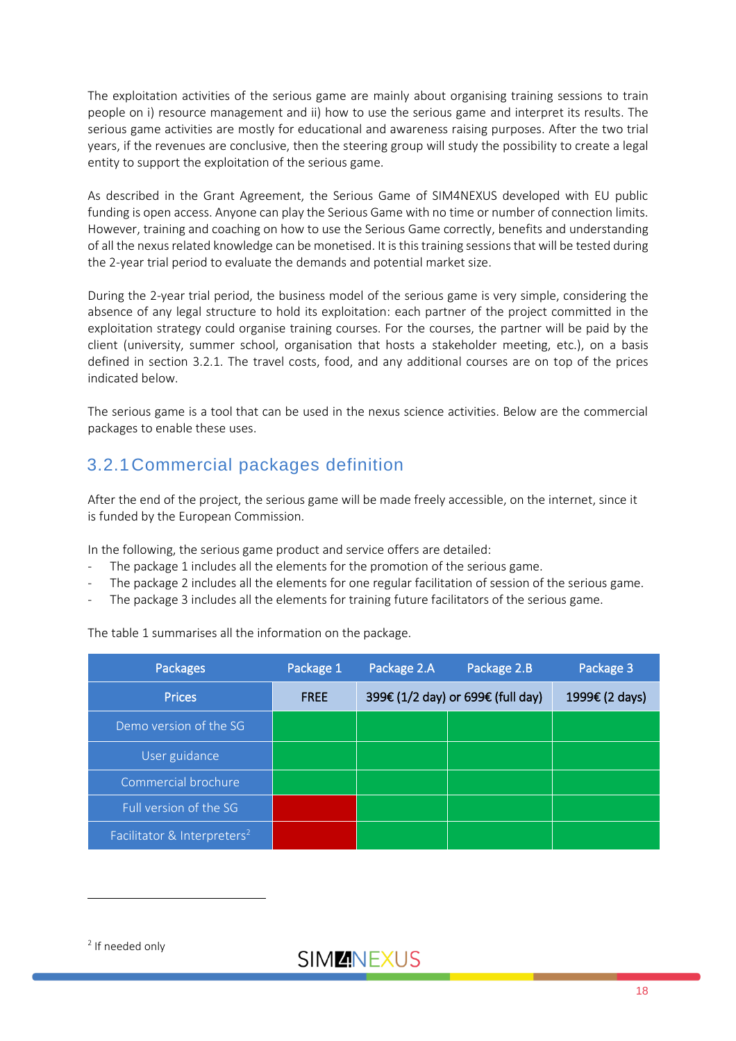The exploitation activities of the serious game are mainly about organising training sessions to train people on i) resource management and ii) how to use the serious game and interpret its results. The serious game activities are mostly for educational and awareness raising purposes. After the two trial years, if the revenues are conclusive, then the steering group will study the possibility to create a legal entity to support the exploitation of the serious game.

As described in the Grant Agreement, the Serious Game of SIM4NEXUS developed with EU public funding is open access. Anyone can play the Serious Game with no time or number of connection limits. However, training and coaching on how to use the Serious Game correctly, benefits and understanding of all the nexus related knowledge can be monetised. It is this training sessions that will be tested during the 2-year trial period to evaluate the demands and potential market size.

During the 2-year trial period, the business model of the serious game is very simple, considering the absence of any legal structure to hold its exploitation: each partner of the project committed in the exploitation strategy could organise training courses. For the courses, the partner will be paid by the client (university, summer school, organisation that hosts a stakeholder meeting, etc.), on a basis defined in section 3.2.1. The travel costs, food, and any additional courses are on top of the prices indicated below.

The serious game is a tool that can be used in the nexus science activities. Below are the commercial packages to enable these uses.

### 3.2.1 Commercial packages definition

After the end of the project, the serious game will be made freely accessible, on the internet, since it is funded by the European Commission.

In the following, the serious game product and service offers are detailed:

- The package 1 includes all the elements for the promotion of the serious game.
- The package 2 includes all the elements for one regular facilitation of session of the serious game.
- The package 3 includes all the elements for training future facilitators of the serious game.

The table 1 summarises all the information on the package.

| Packages | Package 1 | Package 2.A | Package 2.B | Package 3 |
|---|---|---|---|---|
| Prices | FREE | 399€ (1/2 day) or 699€ (full day) | | 1999€ (2 days) |
| Demo version of the SG | ✓ | ✓ | ✓ | ✓ |
| User guidance | ✓ | ✓ | ✓ | ✓ |
| Commercial brochure | ✓ | ✓ | ✓ | ✓ |
| Full version of the SG | ✗ | ✓ | ✓ | ✓ |
| Facilitator & Interpreters[2] | ✗ | ✓ | ✓ | ✓ |

[2] If needed only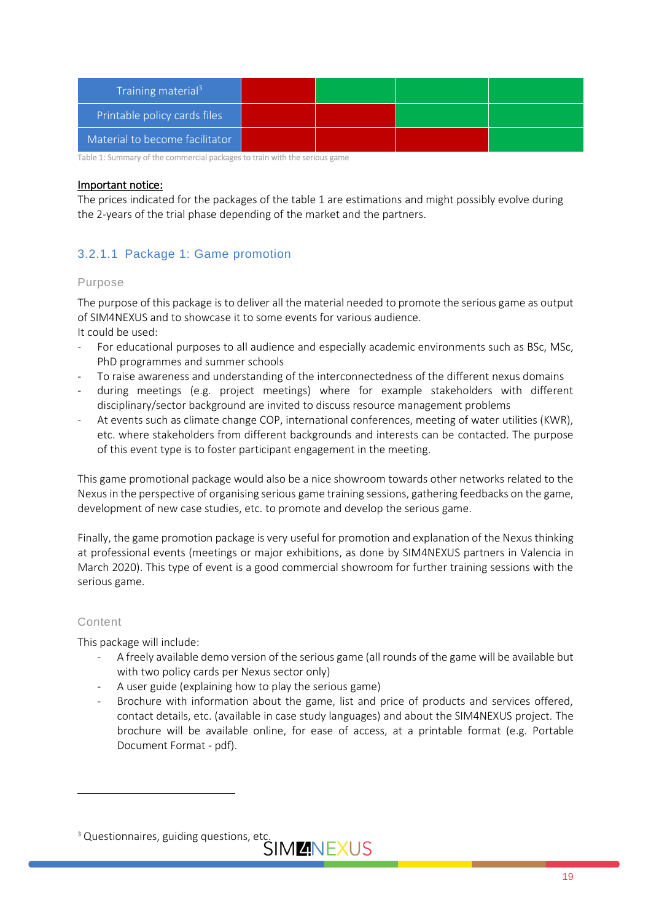| Training material[3] | | | | |
|---|---|---|---|---|
| Printable policy cards files | | | | |
| Material to become facilitator | | | | |

Table 1: Summary of the commercial packages to train with the serious game

<u>**Important notice:**</u>
The prices indicated for the packages of the table 1 are estimations and might possibly evolve during the 2-years of the trial phase depending of the market and the partners.

#### 3.2.1.1 Package 1: Game promotion

##### Purpose

The purpose of this package is to deliver all the material needed to promote the serious game as output of SIM4NEXUS and to showcase it to some events for various audience.
It could be used:

- For educational purposes to all audience and especially academic environments such as BSc, MSc, PhD programmes and summer schools
- To raise awareness and understanding of the interconnectedness of the different nexus domains
- during meetings (e.g. project meetings) where for example stakeholders with different disciplinary/sector background are invited to discuss resource management problems
- At events such as climate change COP, international conferences, meeting of water utilities (KWR), etc. where stakeholders from different backgrounds and interests can be contacted. The purpose of this event type is to foster participant engagement in the meeting.

This game promotional package would also be a nice showroom towards other networks related to the Nexus in the perspective of organising serious game training sessions, gathering feedbacks on the game, development of new case studies, etc. to promote and develop the serious game.

Finally, the game promotion package is very useful for promotion and explanation of the Nexus thinking at professional events (meetings or major exhibitions, as done by SIM4NEXUS partners in Valencia in March 2020). This type of event is a good commercial showroom for further training sessions with the serious game.

##### Content

This package will include:

- A freely available demo version of the serious game (all rounds of the game will be available but with two policy cards per Nexus sector only)
- A user guide (explaining how to play the serious game)
- Brochure with information about the game, list and price of products and services offered, contact details, etc. (available in case study languages) and about the SIM4NEXUS project. The brochure will be available online, for ease of access, at a printable format (e.g. Portable Document Format - pdf).

[3] Questionnaires, guiding questions, etc.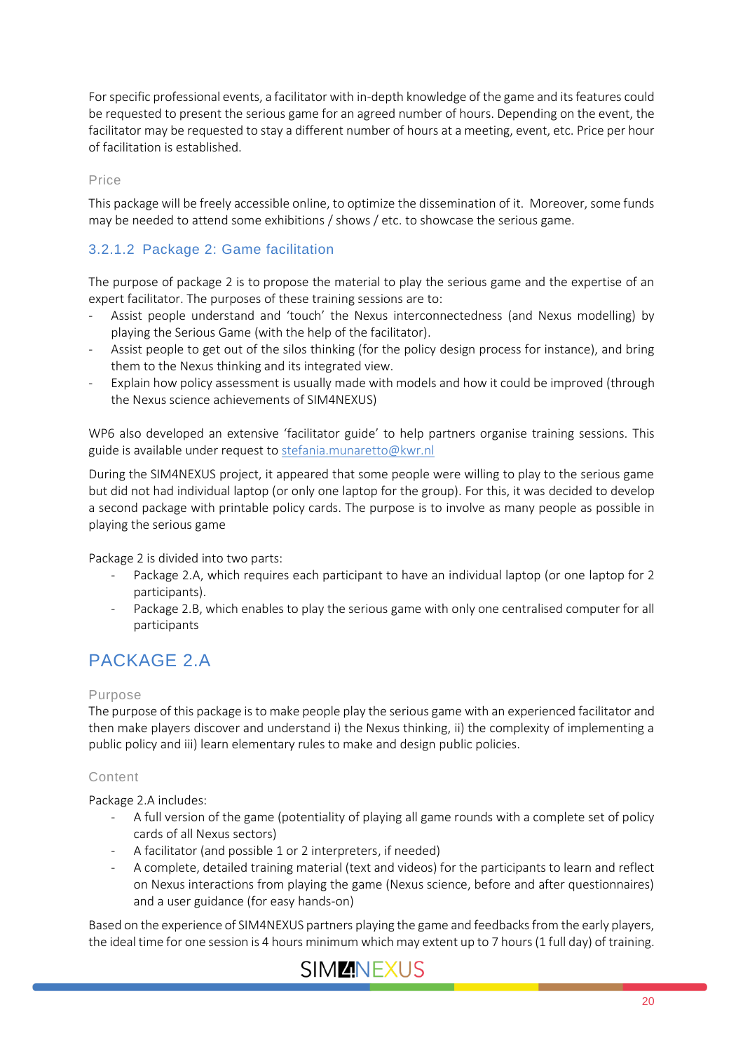For specific professional events, a facilitator with in-depth knowledge of the game and its features could be requested to present the serious game for an agreed number of hours. Depending on the event, the facilitator may be requested to stay a different number of hours at a meeting, event, etc. Price per hour of facilitation is established.

#### Price

This package will be freely accessible online, to optimize the dissemination of it. Moreover, some funds may be needed to attend some exhibitions / shows / etc. to showcase the serious game.

### 3.2.1.2 Package 2: Game facilitation

The purpose of package 2 is to propose the material to play the serious game and the expertise of an expert facilitator. The purposes of these training sessions are to:

- Assist people understand and 'touch' the Nexus interconnectedness (and Nexus modelling) by playing the Serious Game (with the help of the facilitator).
- Assist people to get out of the silos thinking (for the policy design process for instance), and bring them to the Nexus thinking and its integrated view.
- Explain how policy assessment is usually made with models and how it could be improved (through the Nexus science achievements of SIM4NEXUS)

WP6 also developed an extensive 'facilitator guide' to help partners organise training sessions. This guide is available under request to stefania.munaretto@kwr.nl

During the SIM4NEXUS project, it appeared that some people were willing to play to the serious game but did not had individual laptop (or only one laptop for the group). For this, it was decided to develop a second package with printable policy cards. The purpose is to involve as many people as possible in playing the serious game

Package 2 is divided into two parts:

- Package 2.A, which requires each participant to have an individual laptop (or one laptop for 2 participants).
- Package 2.B, which enables to play the serious game with only one centralised computer for all participants

## PACKAGE 2.A

#### Purpose

The purpose of this package is to make people play the serious game with an experienced facilitator and then make players discover and understand i) the Nexus thinking, ii) the complexity of implementing a public policy and iii) learn elementary rules to make and design public policies.

#### Content

Package 2.A includes:

- A full version of the game (potentiality of playing all game rounds with a complete set of policy cards of all Nexus sectors)
- A facilitator (and possible 1 or 2 interpreters, if needed)
- A complete, detailed training material (text and videos) for the participants to learn and reflect on Nexus interactions from playing the game (Nexus science, before and after questionnaires) and a user guidance (for easy hands-on)

Based on the experience of SIM4NEXUS partners playing the game and feedbacks from the early players, the ideal time for one session is 4 hours minimum which may extent up to 7 hours (1 full day) of training.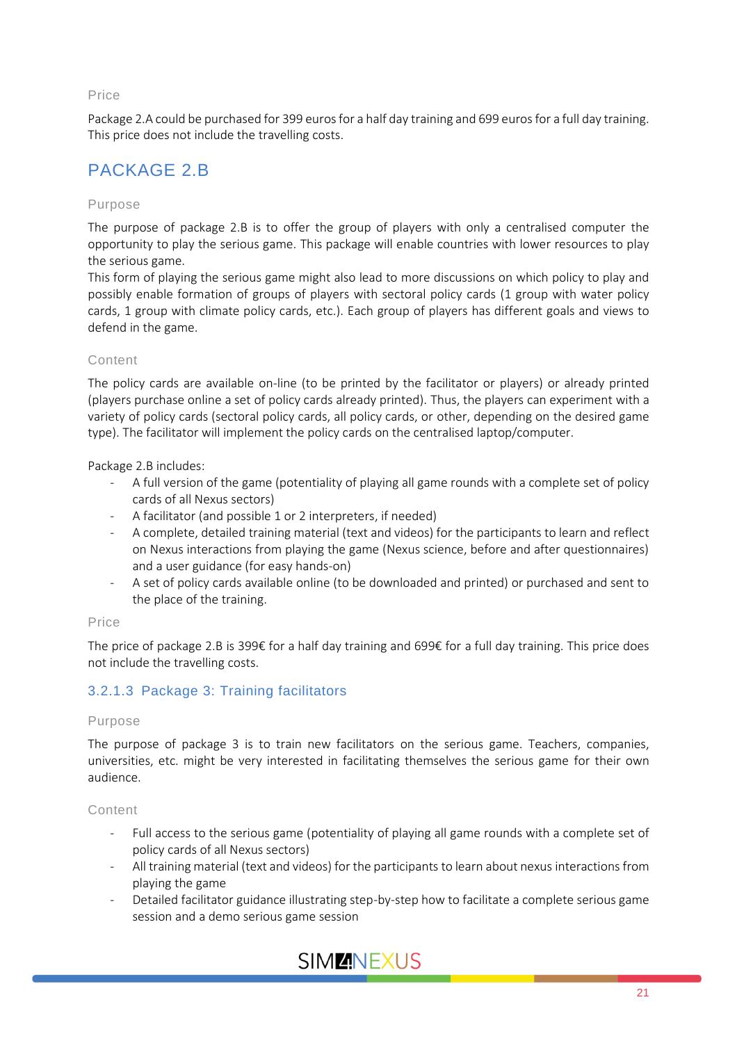Price

Package 2.A could be purchased for 399 euros for a half day training and 699 euros for a full day training. This price does not include the travelling costs.

## PACKAGE 2.B

Purpose

The purpose of package 2.B is to offer the group of players with only a centralised computer the opportunity to play the serious game. This package will enable countries with lower resources to play the serious game.
This form of playing the serious game might also lead to more discussions on which policy to play and possibly enable formation of groups of players with sectoral policy cards (1 group with water policy cards, 1 group with climate policy cards, etc.). Each group of players has different goals and views to defend in the game.

Content

The policy cards are available on-line (to be printed by the facilitator or players) or already printed (players purchase online a set of policy cards already printed). Thus, the players can experiment with a variety of policy cards (sectoral policy cards, all policy cards, or other, depending on the desired game type). The facilitator will implement the policy cards on the centralised laptop/computer.

Package 2.B includes:

- A full version of the game (potentiality of playing all game rounds with a complete set of policy cards of all Nexus sectors)
- A facilitator (and possible 1 or 2 interpreters, if needed)
- A complete, detailed training material (text and videos) for the participants to learn and reflect on Nexus interactions from playing the game (Nexus science, before and after questionnaires) and a user guidance (for easy hands-on)
- A set of policy cards available online (to be downloaded and printed) or purchased and sent to the place of the training.

Price

The price of package 2.B is 399€ for a half day training and 699€ for a full day training. This price does not include the travelling costs.

### 3.2.1.3 Package 3: Training facilitators

Purpose

The purpose of package 3 is to train new facilitators on the serious game. Teachers, companies, universities, etc. might be very interested in facilitating themselves the serious game for their own audience.

Content

- Full access to the serious game (potentiality of playing all game rounds with a complete set of policy cards of all Nexus sectors)
- All training material (text and videos) for the participants to learn about nexus interactions from playing the game
- Detailed facilitator guidance illustrating step-by-step how to facilitate a complete serious game session and a demo serious game session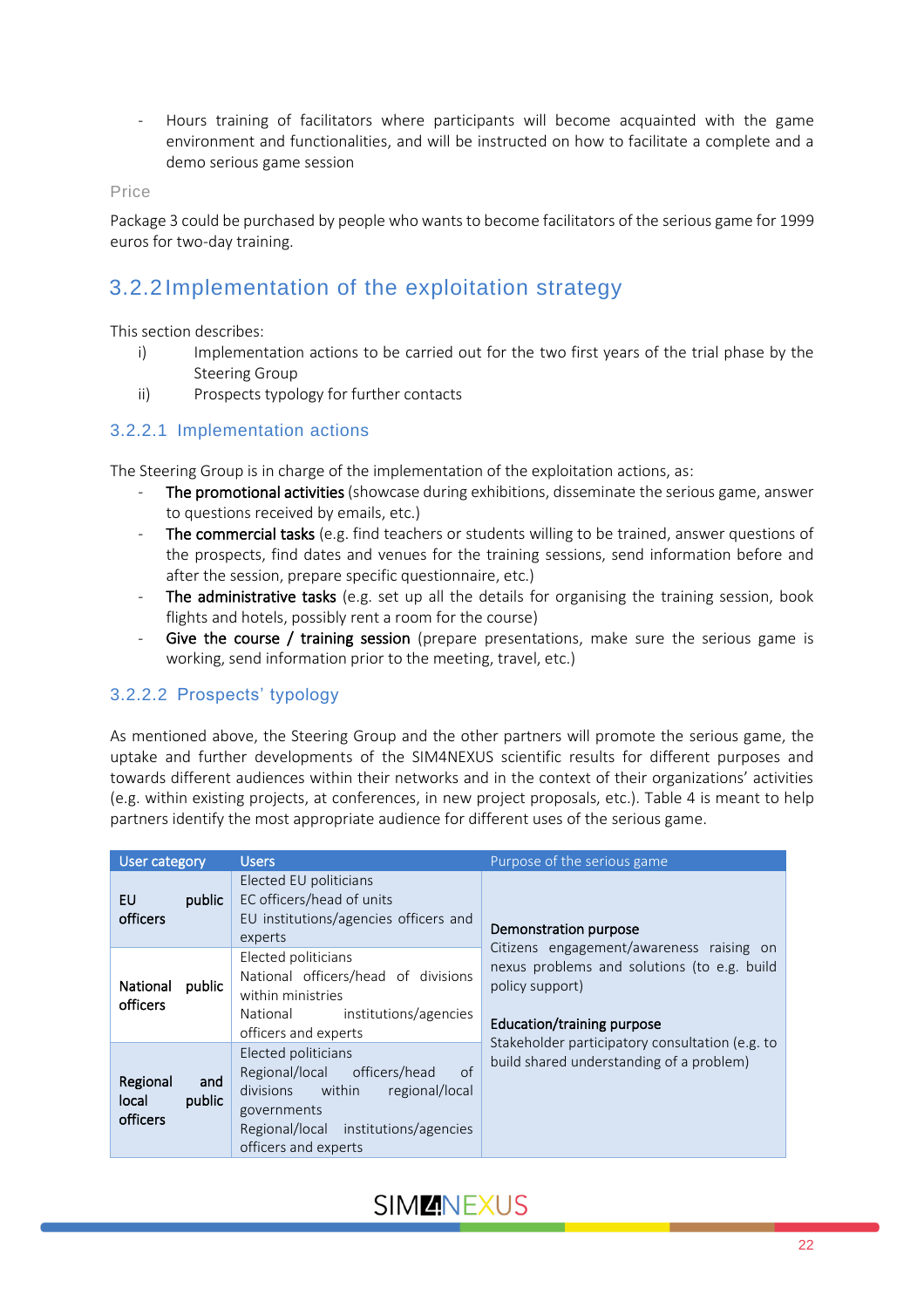- Hours training of facilitators where participants will become acquainted with the game environment and functionalities, and will be instructed on how to facilitate a complete and a demo serious game session

Price

Package 3 could be purchased by people who wants to become facilitators of the serious game for 1999 euros for two-day training.

## 3.2.2 Implementation of the exploitation strategy

This section describes:

i) Implementation actions to be carried out for the two first years of the trial phase by the Steering Group

ii) Prospects typology for further contacts

### 3.2.2.1 Implementation actions

The Steering Group is in charge of the implementation of the exploitation actions, as:

- The promotional activities (showcase during exhibitions, disseminate the serious game, answer to questions received by emails, etc.)
- The commercial tasks (e.g. find teachers or students willing to be trained, answer questions of the prospects, find dates and venues for the training sessions, send information before and after the session, prepare specific questionnaire, etc.)
- The administrative tasks (e.g. set up all the details for organising the training session, book flights and hotels, possibly rent a room for the course)
- Give the course / training session (prepare presentations, make sure the serious game is working, send information prior to the meeting, travel, etc.)

### 3.2.2.2 Prospects' typology

As mentioned above, the Steering Group and the other partners will promote the serious game, the uptake and further developments of the SIM4NEXUS scientific results for different purposes and towards different audiences within their networks and in the context of their organizations' activities (e.g. within existing projects, at conferences, in new project proposals, etc.). Table 4 is meant to help partners identify the most appropriate audience for different uses of the serious game.

| User category | Users | Purpose of the serious game |
|---|---|---|
| **EU public officers** | Elected EU politicians<br>EC officers/head of units<br>EU institutions/agencies officers and experts | **Demonstration purpose**<br>Citizens engagement/awareness raising on nexus problems and solutions (to e.g. build policy support)<br><br>**Education/training purpose**<br>Stakeholder participatory consultation (e.g. to build shared understanding of a problem) |
| **National public officers** | Elected politicians<br>National officers/head of divisions within ministries<br>National institutions/agencies officers and experts | |
| **Regional and local public officers** | Elected politicians<br>Regional/local officers/head of divisions within regional/local governments<br>Regional/local institutions/agencies officers and experts | |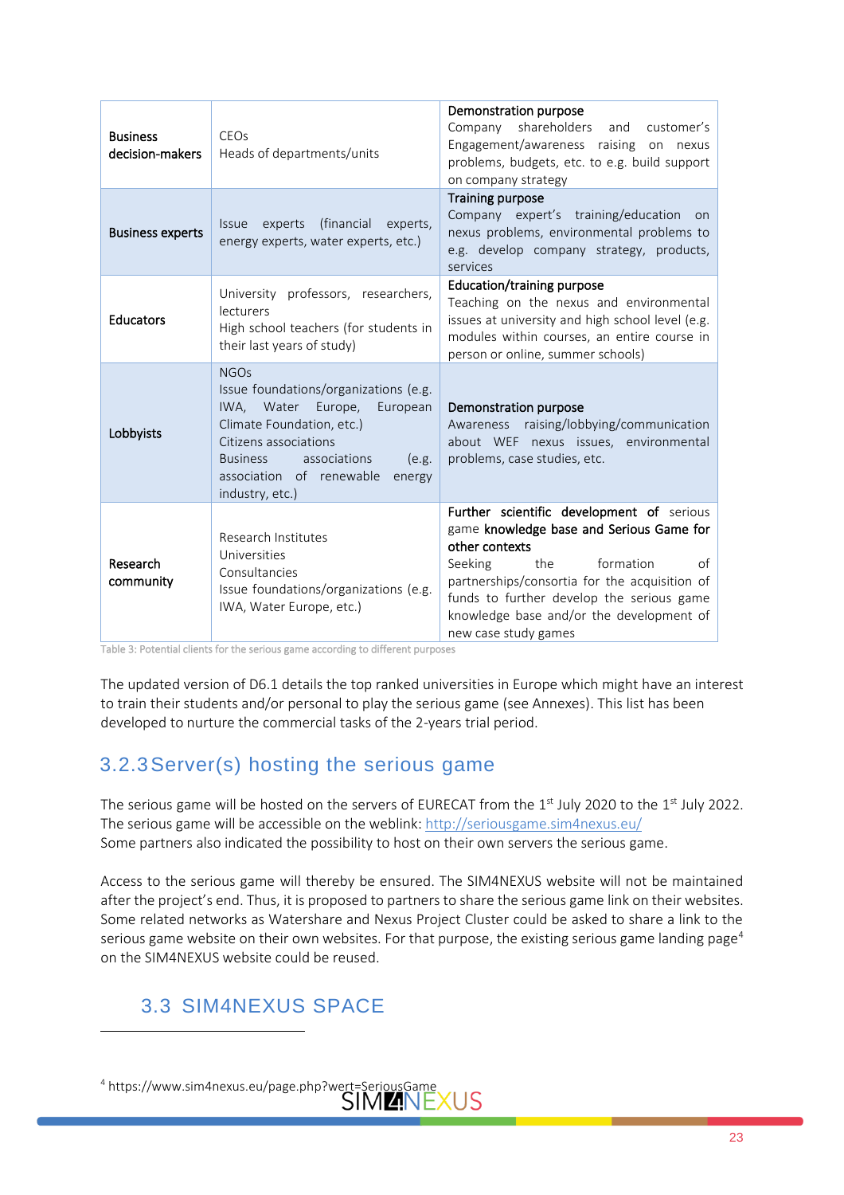| | | |
|---|---|---|
| **Business decision-makers** | CEOs<br>Heads of departments/units | **Demonstration purpose**<br>Company shareholders and customer's Engagement/awareness raising on nexus problems, budgets, etc. to e.g. build support on company strategy |
| **Business experts** | Issue experts (financial experts, energy experts, water experts, etc.) | **Training purpose**<br>Company expert's training/education on nexus problems, environmental problems to e.g. develop company strategy, products, services |
| **Educators** | University professors, researchers, lecturers<br>High school teachers (for students in their last years of study) | **Education/training purpose**<br>Teaching on the nexus and environmental issues at university and high school level (e.g. modules within courses, an entire course in person or online, summer schools) |
| **Lobbyists** | NGOs<br>Issue foundations/organizations (e.g. IWA, Water Europe, European Climate Foundation, etc.)<br>Citizens associations<br>Business associations (e.g. association of renewable energy industry, etc.) | **Demonstration purpose**<br>Awareness raising/lobbying/communication about WEF nexus issues, environmental problems, case studies, etc. |
| **Research community** | Research Institutes<br>Universities<br>Consultancies<br>Issue foundations/organizations (e.g. IWA, Water Europe, etc.) | **Further scientific development of** serious game **knowledge base and Serious Game for other contexts**<br>Seeking the formation of partnerships/consortia for the acquisition of funds to further develop the serious game knowledge base and/or the development of new case study games |

Table 3: Potential clients for the serious game according to different purposes

The updated version of D6.1 details the top ranked universities in Europe which might have an interest to train their students and/or personal to play the serious game (see Annexes). This list has been developed to nurture the commercial tasks of the 2-years trial period.

### 3.2.3 Server(s) hosting the serious game

The serious game will be hosted on the servers of EURECAT from the 1st July 2020 to the 1st July 2022. The serious game will be accessible on the weblink: http://seriousgame.sim4nexus.eu/
Some partners also indicated the possibility to host on their own servers the serious game.

Access to the serious game will thereby be ensured. The SIM4NEXUS website will not be maintained after the project's end. Thus, it is proposed to partners to share the serious game link on their websites. Some related networks as Watershare and Nexus Project Cluster could be asked to share a link to the serious game website on their own websites. For that purpose, the existing serious game landing page[4] on the SIM4NEXUS website could be reused.

## 3.3 SIM4NEXUS SPACE

[4] https://www.sim4nexus.eu/page.php?wert=SeriousGame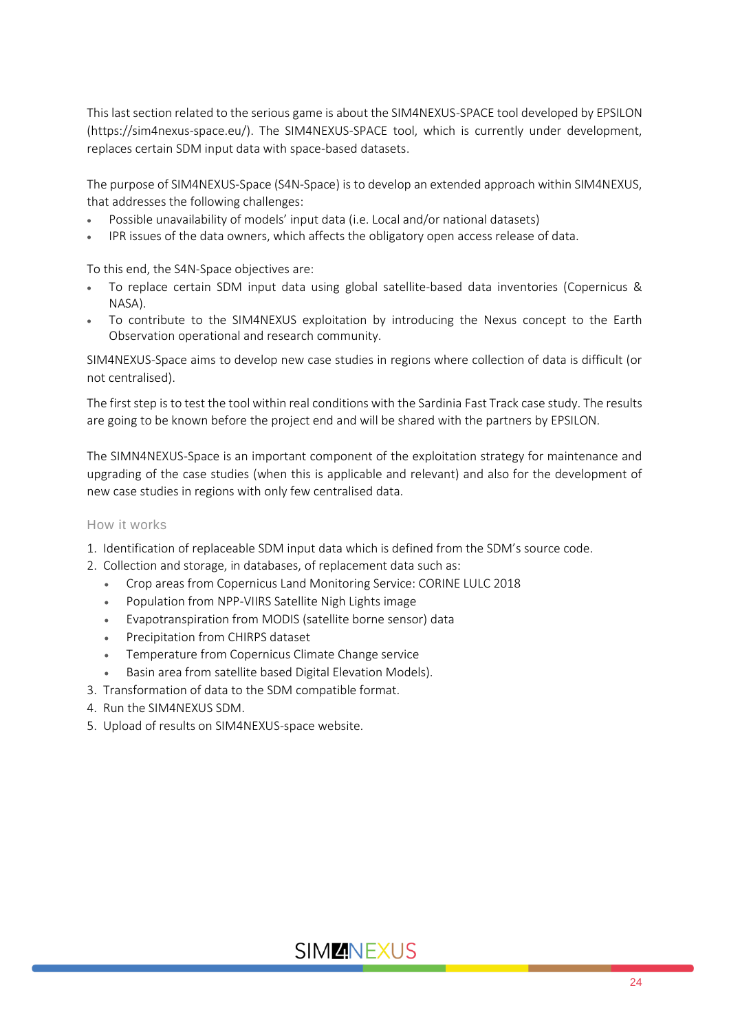This last section related to the serious game is about the SIM4NEXUS-SPACE tool developed by EPSILON (https://sim4nexus-space.eu/). The SIM4NEXUS-SPACE tool, which is currently under development, replaces certain SDM input data with space-based datasets.

The purpose of SIM4NEXUS-Space (S4N-Space) is to develop an extended approach within SIM4NEXUS, that addresses the following challenges:

- Possible unavailability of models' input data (i.e. Local and/or national datasets)
- IPR issues of the data owners, which affects the obligatory open access release of data.

To this end, the S4N-Space objectives are:

- To replace certain SDM input data using global satellite-based data inventories (Copernicus & NASA).
- To contribute to the SIM4NEXUS exploitation by introducing the Nexus concept to the Earth Observation operational and research community.

SIM4NEXUS-Space aims to develop new case studies in regions where collection of data is difficult (or not centralised).

The first step is to test the tool within real conditions with the Sardinia Fast Track case study. The results are going to be known before the project end and will be shared with the partners by EPSILON.

The SIMN4NEXUS-Space is an important component of the exploitation strategy for maintenance and upgrading of the case studies (when this is applicable and relevant) and also for the development of new case studies in regions with only few centralised data.

### How it works

1. Identification of replaceable SDM input data which is defined from the SDM's source code.
2. Collection and storage, in databases, of replacement data such as:
   - Crop areas from Copernicus Land Monitoring Service: CORINE LULC 2018
   - Population from NPP-VIIRS Satellite Nigh Lights image
   - Evapotranspiration from MODIS (satellite borne sensor) data
   - Precipitation from CHIRPS dataset
   - Temperature from Copernicus Climate Change service
   - Basin area from satellite based Digital Elevation Models).
3. Transformation of data to the SDM compatible format.
4. Run the SIM4NEXUS SDM.
5. Upload of results on SIM4NEXUS-space website.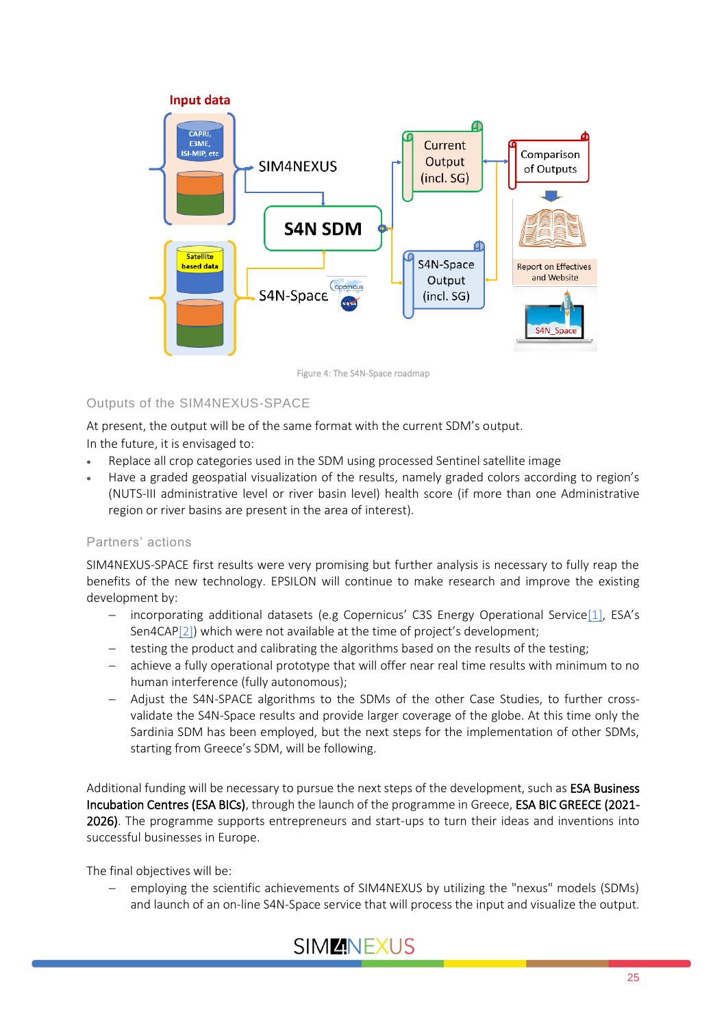Figure 4: The S4N-Space roadmap

### Outputs of the SIM4NEXUS-SPACE

At present, the output will be of the same format with the current SDM's output.
In the future, it is envisaged to:

- Replace all crop categories used in the SDM using processed Sentinel satellite image
- Have a graded geospatial visualization of the results, namely graded colors according to region's (NUTS-III administrative level or river basin level) health score (if more than one Administrative region or river basins are present in the area of interest).

### Partners' actions

SIM4NEXUS-SPACE first results were very promising but further analysis is necessary to fully reap the benefits of the new technology. EPSILON will continue to make research and improve the existing development by:

- incorporating additional datasets (e.g Copernicus' C3S Energy Operational Service[1], ESA's Sen4CAP[2]) which were not available at the time of project's development;
- testing the product and calibrating the algorithms based on the results of the testing;
- achieve a fully operational prototype that will offer near real time results with minimum to no human interference (fully autonomous);
- Adjust the S4N-SPACE algorithms to the SDMs of the other Case Studies, to further cross-validate the S4N-Space results and provide larger coverage of the globe. At this time only the Sardinia SDM has been employed, but the next steps for the implementation of other SDMs, starting from Greece's SDM, will be following.

Additional funding will be necessary to pursue the next steps of the development, such as ESA Business Incubation Centres (ESA BICs), through the launch of the programme in Greece, ESA BIC GREECE (2021-2026). The programme supports entrepreneurs and start-ups to turn their ideas and inventions into successful businesses in Europe.

The final objectives will be:

- employing the scientific achievements of SIM4NEXUS by utilizing the "nexus" models (SDMs) and launch of an on-line S4N-Space service that will process the input and visualize the output.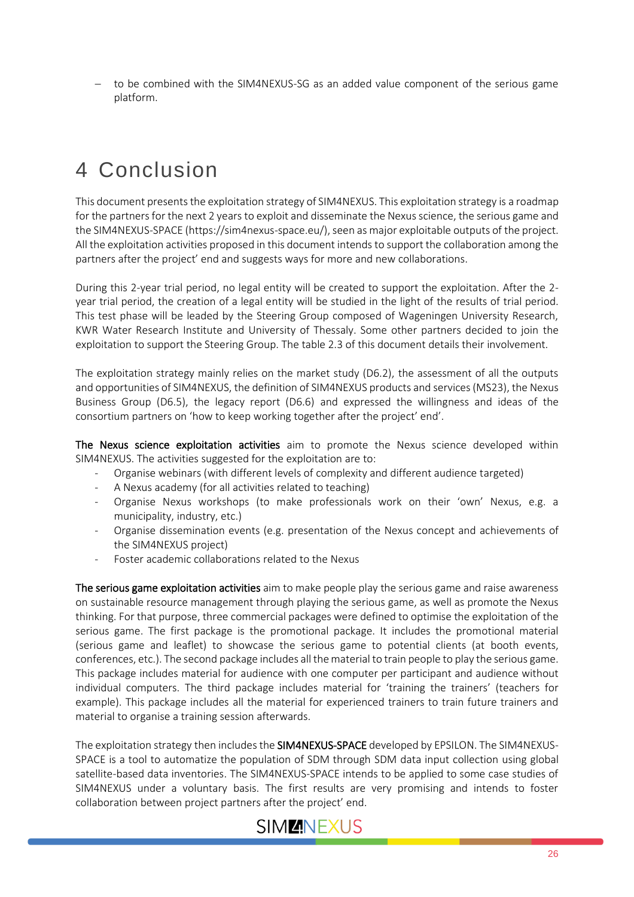– to be combined with the SIM4NEXUS-SG as an added value component of the serious game platform.

# 4 Conclusion

This document presents the exploitation strategy of SIM4NEXUS. This exploitation strategy is a roadmap for the partners for the next 2 years to exploit and disseminate the Nexus science, the serious game and the SIM4NEXUS-SPACE (https://sim4nexus-space.eu/), seen as major exploitable outputs of the project. All the exploitation activities proposed in this document intends to support the collaboration among the partners after the project' end and suggests ways for more and new collaborations.

During this 2-year trial period, no legal entity will be created to support the exploitation. After the 2-year trial period, the creation of a legal entity will be studied in the light of the results of trial period. This test phase will be leaded by the Steering Group composed of Wageningen University Research, KWR Water Research Institute and University of Thessaly. Some other partners decided to join the exploitation to support the Steering Group. The table 2.3 of this document details their involvement.

The exploitation strategy mainly relies on the market study (D6.2), the assessment of all the outputs and opportunities of SIM4NEXUS, the definition of SIM4NEXUS products and services (MS23), the Nexus Business Group (D6.5), the legacy report (D6.6) and expressed the willingness and ideas of the consortium partners on 'how to keep working together after the project' end'.

**The Nexus science exploitation activities** aim to promote the Nexus science developed within SIM4NEXUS. The activities suggested for the exploitation are to:

- Organise webinars (with different levels of complexity and different audience targeted)
- A Nexus academy (for all activities related to teaching)
- Organise Nexus workshops (to make professionals work on their 'own' Nexus, e.g. a municipality, industry, etc.)
- Organise dissemination events (e.g. presentation of the Nexus concept and achievements of the SIM4NEXUS project)
- Foster academic collaborations related to the Nexus

**The serious game exploitation activities** aim to make people play the serious game and raise awareness on sustainable resource management through playing the serious game, as well as promote the Nexus thinking. For that purpose, three commercial packages were defined to optimise the exploitation of the serious game. The first package is the promotional package. It includes the promotional material (serious game and leaflet) to showcase the serious game to potential clients (at booth events, conferences, etc.). The second package includes all the material to train people to play the serious game. This package includes material for audience with one computer per participant and audience without individual computers. The third package includes material for 'training the trainers' (teachers for example). This package includes all the material for experienced trainers to train future trainers and material to organise a training session afterwards.

The exploitation strategy then includes the **SIM4NEXUS-SPACE** developed by EPSILON. The SIM4NEXUS-SPACE is a tool to automatize the population of SDM through SDM data input collection using global satellite-based data inventories. The SIM4NEXUS-SPACE intends to be applied to some case studies of SIM4NEXUS under a voluntary basis. The first results are very promising and intends to foster collaboration between project partners after the project' end.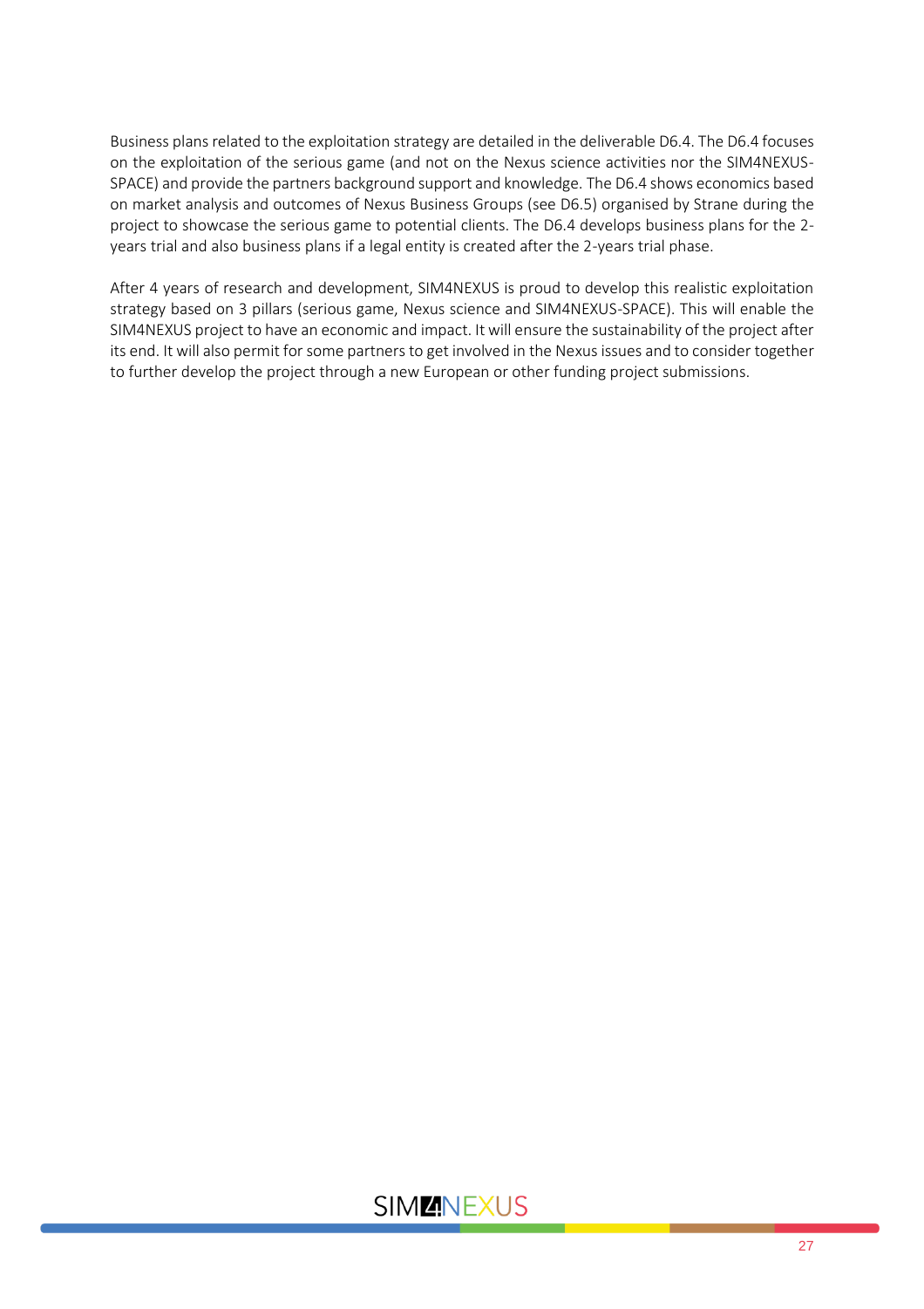Business plans related to the exploitation strategy are detailed in the deliverable D6.4. The D6.4 focuses on the exploitation of the serious game (and not on the Nexus science activities nor the SIM4NEXUS-SPACE) and provide the partners background support and knowledge. The D6.4 shows economics based on market analysis and outcomes of Nexus Business Groups (see D6.5) organised by Strane during the project to showcase the serious game to potential clients. The D6.4 develops business plans for the 2-years trial and also business plans if a legal entity is created after the 2-years trial phase.

After 4 years of research and development, SIM4NEXUS is proud to develop this realistic exploitation strategy based on 3 pillars (serious game, Nexus science and SIM4NEXUS-SPACE). This will enable the SIM4NEXUS project to have an economic and impact. It will ensure the sustainability of the project after its end. It will also permit for some partners to get involved in the Nexus issues and to consider together to further develop the project through a new European or other funding project submissions.